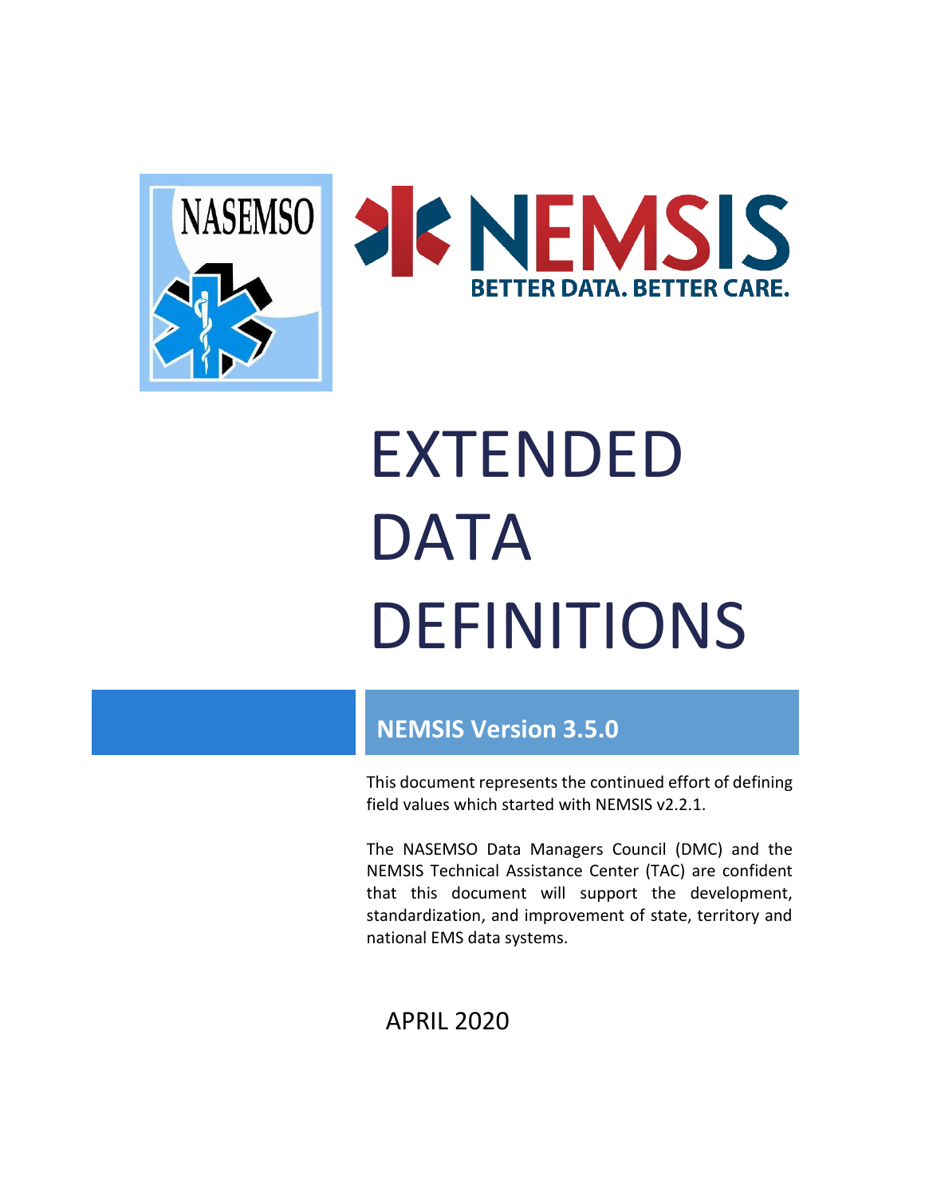NASEMSO

NEMSIS

BETTER DATA. BETTER CARE.

# EXTENDED DATA DEFINITIONS

## NEMSIS Version 3.5.0

This document represents the continued effort of defining field values which started with NEMSIS v2.2.1.

The NASEMSO Data Managers Council (DMC) and the NEMSIS Technical Assistance Center (TAC) are confident that this document will support the development, standardization, and improvement of state, territory and national EMS data systems.

APRIL 2020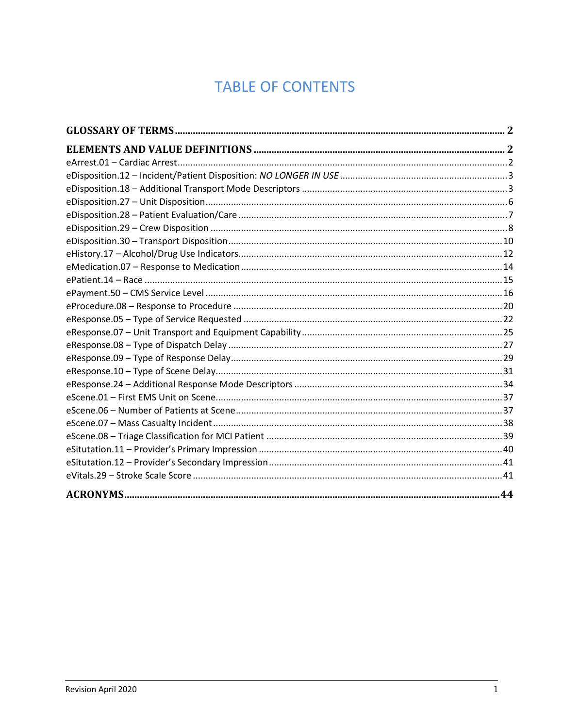# TABLE OF CONTENTS

**GLOSSARY OF TERMS** .......... 2

**ELEMENTS AND VALUE DEFINITIONS** .......... 2

eArrest.01 – Cardiac Arrest .......... 2
eDisposition.12 – Incident/Patient Disposition: *NO LONGER IN USE* .......... 3
eDisposition.18 – Additional Transport Mode Descriptors .......... 3
eDisposition.27 – Unit Disposition .......... 6
eDisposition.28 – Patient Evaluation/Care .......... 7
eDisposition.29 – Crew Disposition .......... 8
eDisposition.30 – Transport Disposition .......... 10
eHistory.17 – Alcohol/Drug Use Indicators .......... 12
eMedication.07 – Response to Medication .......... 14
ePatient.14 – Race .......... 15
ePayment.50 – CMS Service Level .......... 16
eProcedure.08 – Response to Procedure .......... 20
eResponse.05 – Type of Service Requested .......... 22
eResponse.07 – Unit Transport and Equipment Capability .......... 25
eResponse.08 – Type of Dispatch Delay .......... 27
eResponse.09 – Type of Response Delay .......... 29
eResponse.10 – Type of Scene Delay .......... 31
eResponse.24 – Additional Response Mode Descriptors .......... 34
eScene.01 – First EMS Unit on Scene .......... 37
eScene.06 – Number of Patients at Scene .......... 37
eScene.07 – Mass Casualty Incident .......... 38
eScene.08 – Triage Classification for MCI Patient .......... 39
eSitutation.11 – Provider's Primary Impression .......... 40
eSitutation.12 – Provider's Secondary Impression .......... 41
eVitals.29 – Stroke Scale Score .......... 41

**ACRONYMS** .......... 44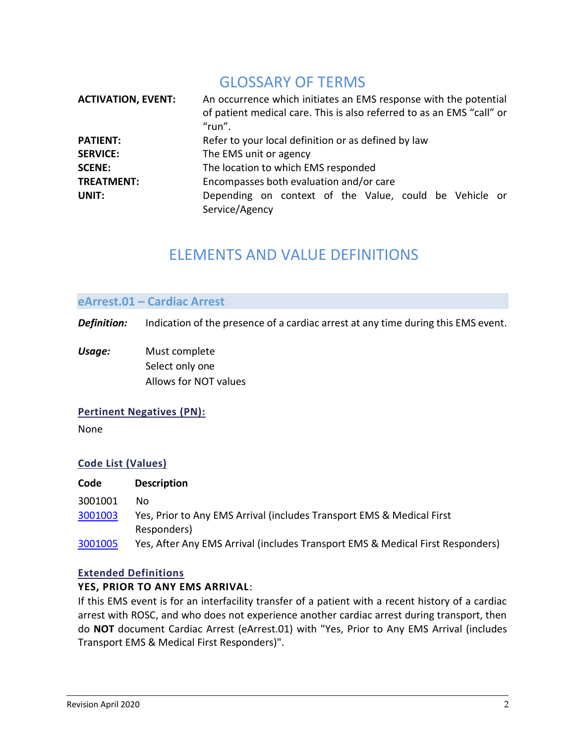# GLOSSARY OF TERMS

| | |
|---|---|
| **ACTIVATION, EVENT:** | An occurrence which initiates an EMS response with the potential of patient medical care. This is also referred to as an EMS "call" or "run". |
| **PATIENT:** | Refer to your local definition or as defined by law |
| **SERVICE:** | The EMS unit or agency |
| **SCENE:** | The location to which EMS responded |
| **TREATMENT:** | Encompasses both evaluation and/or care |
| **UNIT:** | Depending on context of the Value, could be Vehicle or Service/Agency |

# ELEMENTS AND VALUE DEFINITIONS

## eArrest.01 – Cardiac Arrest

***Definition:*** Indication of the presence of a cardiac arrest at any time during this EMS event.

***Usage:*** Must complete
Select only one
Allows for NOT values

### Pertinent Negatives (PN):

None

### Code List (Values)

| Code | Description |
|---|---|
| 3001001 | No |
| 3001003 | Yes, Prior to Any EMS Arrival (includes Transport EMS & Medical First Responders) |
| 3001005 | Yes, After Any EMS Arrival (includes Transport EMS & Medical First Responders) |

### Extended Definitions

**YES, PRIOR TO ANY EMS ARRIVAL**:

If this EMS event is for an interfacility transfer of a patient with a recent history of a cardiac arrest with ROSC, and who does not experience another cardiac arrest during transport, then do **NOT** document Cardiac Arrest (eArrest.01) with "Yes, Prior to Any EMS Arrival (includes Transport EMS & Medical First Responders)".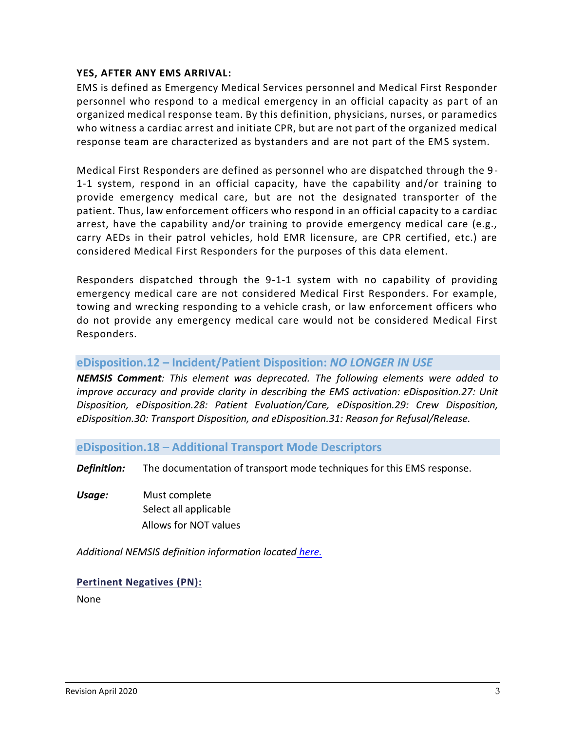**YES, AFTER ANY EMS ARRIVAL:**

EMS is defined as Emergency Medical Services personnel and Medical First Responder personnel who respond to a medical emergency in an official capacity as part of an organized medical response team. By this definition, physicians, nurses, or paramedics who witness a cardiac arrest and initiate CPR, but are not part of the organized medical response team are characterized as bystanders and are not part of the EMS system.

Medical First Responders are defined as personnel who are dispatched through the 9-1-1 system, respond in an official capacity, have the capability and/or training to provide emergency medical care, but are not the designated transporter of the patient. Thus, law enforcement officers who respond in an official capacity to a cardiac arrest, have the capability and/or training to provide emergency medical care (e.g., carry AEDs in their patrol vehicles, hold EMR licensure, are CPR certified, etc.) are considered Medical First Responders for the purposes of this data element.

Responders dispatched through the 9-1-1 system with no capability of providing emergency medical care are not considered Medical First Responders. For example, towing and wrecking responding to a vehicle crash, or law enforcement officers who do not provide any emergency medical care would not be considered Medical First Responders.

## eDisposition.12 – Incident/Patient Disposition: *NO LONGER IN USE*

***NEMSIS Comment****: This element was deprecated. The following elements were added to improve accuracy and provide clarity in describing the EMS activation: eDisposition.27: Unit Disposition, eDisposition.28: Patient Evaluation/Care, eDisposition.29: Crew Disposition, eDisposition.30: Transport Disposition, and eDisposition.31: Reason for Refusal/Release.*

## eDisposition.18 – Additional Transport Mode Descriptors

***Definition:*** The documentation of transport mode techniques for this EMS response.

***Usage:*** Must complete
Select all applicable
Allows for NOT values

*Additional NEMSIS definition information located here.*

**Pertinent Negatives (PN):**

None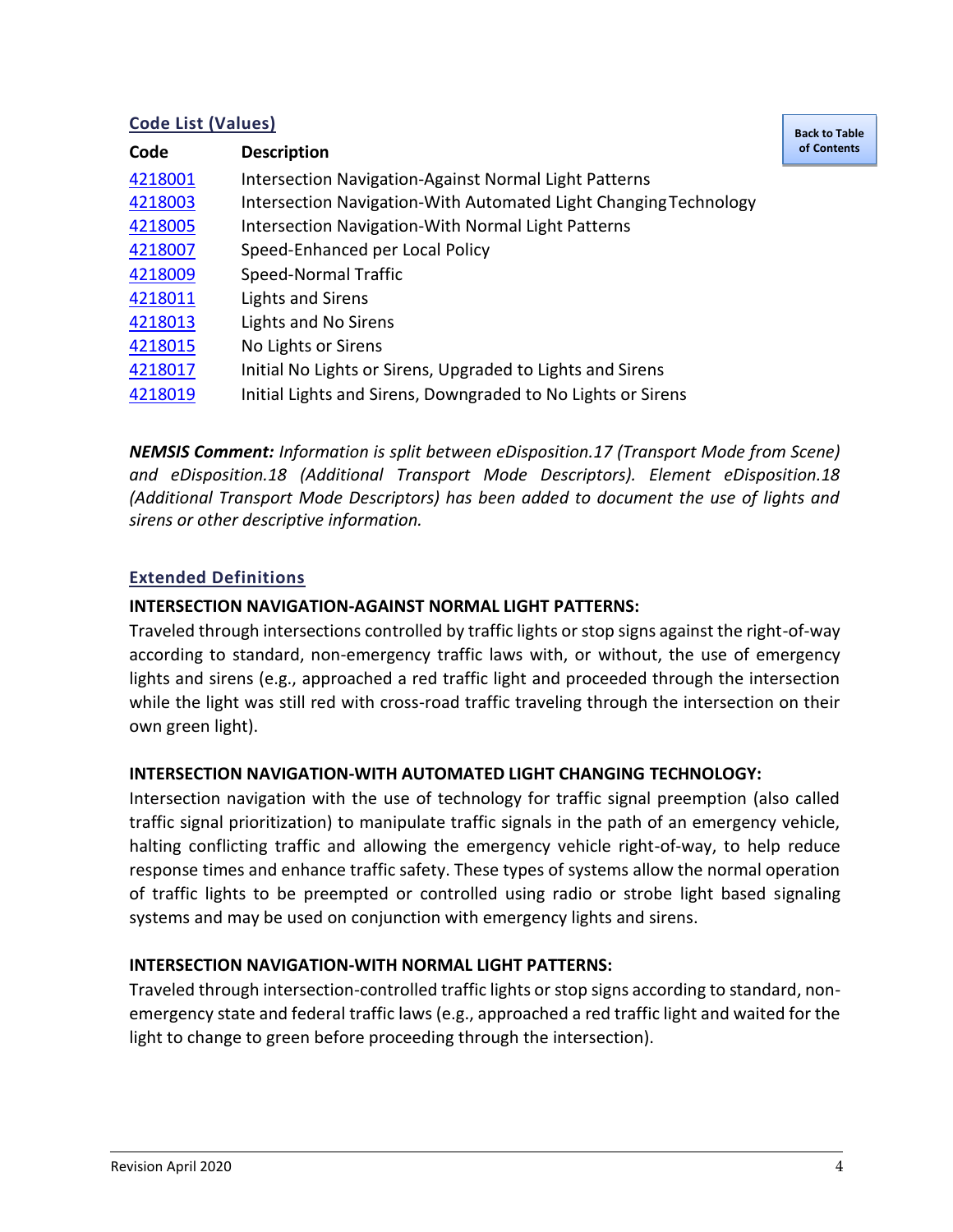### Code List (Values)

| Code | Description |
|---|---|
| 4218001 | Intersection Navigation-Against Normal Light Patterns |
| 4218003 | Intersection Navigation-With Automated Light Changing Technology |
| 4218005 | Intersection Navigation-With Normal Light Patterns |
| 4218007 | Speed-Enhanced per Local Policy |
| 4218009 | Speed-Normal Traffic |
| 4218011 | Lights and Sirens |
| 4218013 | Lights and No Sirens |
| 4218015 | No Lights or Sirens |
| 4218017 | Initial No Lights or Sirens, Upgraded to Lights and Sirens |
| 4218019 | Initial Lights and Sirens, Downgraded to No Lights or Sirens |

***NEMSIS Comment:*** *Information is split between eDisposition.17 (Transport Mode from Scene) and eDisposition.18 (Additional Transport Mode Descriptors). Element eDisposition.18 (Additional Transport Mode Descriptors) has been added to document the use of lights and sirens or other descriptive information.*

### Extended Definitions

**INTERSECTION NAVIGATION-AGAINST NORMAL LIGHT PATTERNS:**

Traveled through intersections controlled by traffic lights or stop signs against the right-of-way according to standard, non-emergency traffic laws with, or without, the use of emergency lights and sirens (e.g., approached a red traffic light and proceeded through the intersection while the light was still red with cross-road traffic traveling through the intersection on their own green light).

**INTERSECTION NAVIGATION-WITH AUTOMATED LIGHT CHANGING TECHNOLOGY:**

Intersection navigation with the use of technology for traffic signal preemption (also called traffic signal prioritization) to manipulate traffic signals in the path of an emergency vehicle, halting conflicting traffic and allowing the emergency vehicle right-of-way, to help reduce response times and enhance traffic safety. These types of systems allow the normal operation of traffic lights to be preempted or controlled using radio or strobe light based signaling systems and may be used on conjunction with emergency lights and sirens.

**INTERSECTION NAVIGATION-WITH NORMAL LIGHT PATTERNS:**

Traveled through intersection-controlled traffic lights or stop signs according to standard, non-emergency state and federal traffic laws (e.g., approached a red traffic light and waited for the light to change to green before proceeding through the intersection).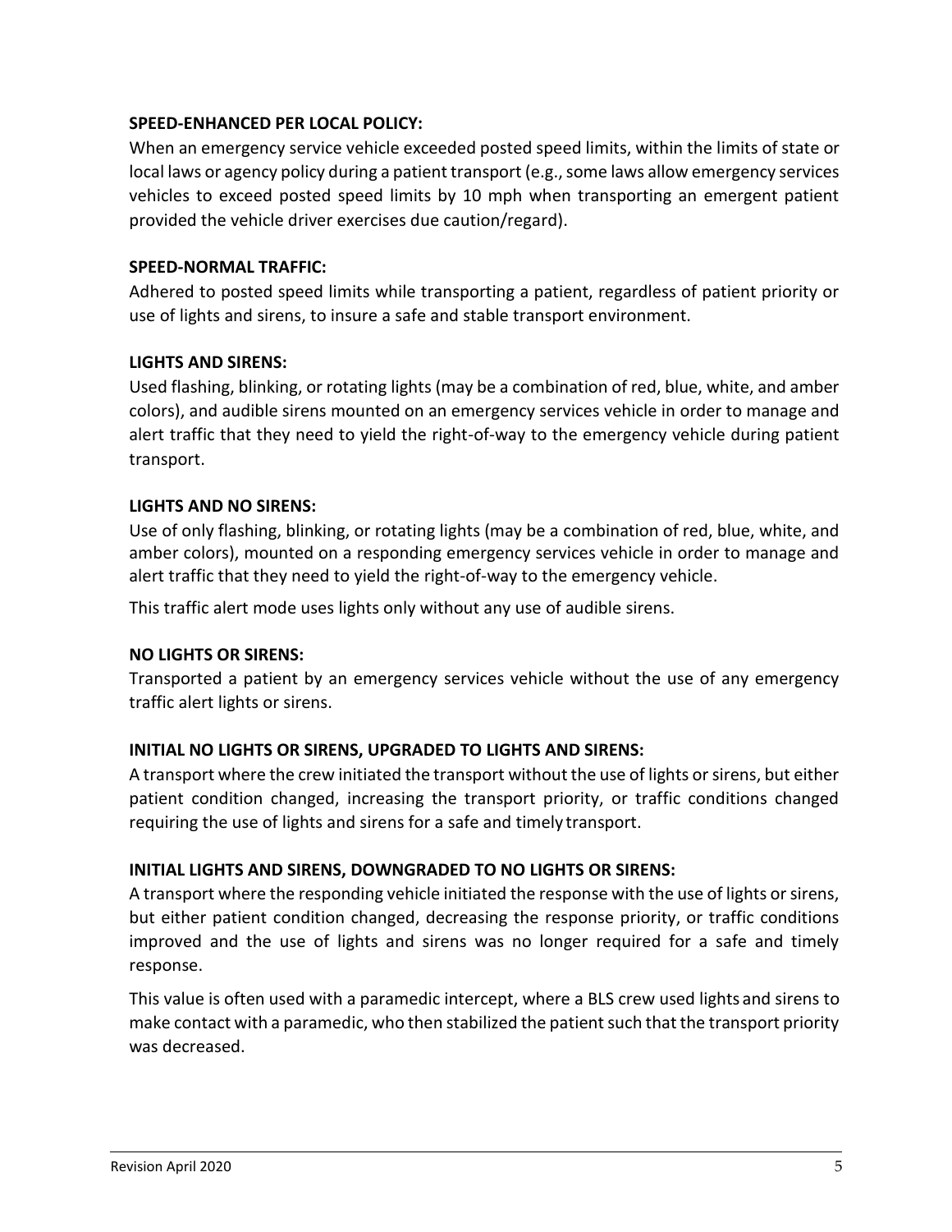**SPEED-ENHANCED PER LOCAL POLICY:**

When an emergency service vehicle exceeded posted speed limits, within the limits of state or local laws or agency policy during a patient transport (e.g., some laws allow emergency services vehicles to exceed posted speed limits by 10 mph when transporting an emergent patient provided the vehicle driver exercises due caution/regard).

**SPEED-NORMAL TRAFFIC:**

Adhered to posted speed limits while transporting a patient, regardless of patient priority or use of lights and sirens, to insure a safe and stable transport environment.

**LIGHTS AND SIRENS:**

Used flashing, blinking, or rotating lights (may be a combination of red, blue, white, and amber colors), and audible sirens mounted on an emergency services vehicle in order to manage and alert traffic that they need to yield the right-of-way to the emergency vehicle during patient transport.

**LIGHTS AND NO SIRENS:**

Use of only flashing, blinking, or rotating lights (may be a combination of red, blue, white, and amber colors), mounted on a responding emergency services vehicle in order to manage and alert traffic that they need to yield the right-of-way to the emergency vehicle.

This traffic alert mode uses lights only without any use of audible sirens.

**NO LIGHTS OR SIRENS:**

Transported a patient by an emergency services vehicle without the use of any emergency traffic alert lights or sirens.

**INITIAL NO LIGHTS OR SIRENS, UPGRADED TO LIGHTS AND SIRENS:**

A transport where the crew initiated the transport without the use of lights or sirens, but either patient condition changed, increasing the transport priority, or traffic conditions changed requiring the use of lights and sirens for a safe and timely transport.

**INITIAL LIGHTS AND SIRENS, DOWNGRADED TO NO LIGHTS OR SIRENS:**

A transport where the responding vehicle initiated the response with the use of lights or sirens, but either patient condition changed, decreasing the response priority, or traffic conditions improved and the use of lights and sirens was no longer required for a safe and timely response.

This value is often used with a paramedic intercept, where a BLS crew used lights and sirens to make contact with a paramedic, who then stabilized the patient such that the transport priority was decreased.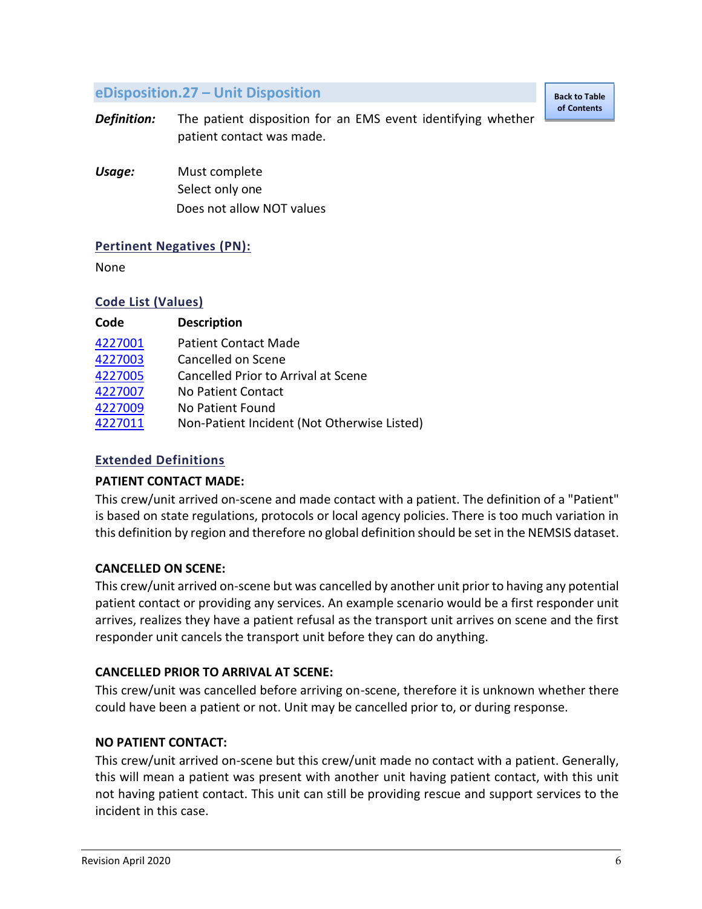## eDisposition.27 – Unit Disposition

**Definition:** The patient disposition for an EMS event identifying whether patient contact was made.

**Usage:** Must complete
Select only one
Does not allow NOT values

### Pertinent Negatives (PN):

None

### Code List (Values)

| Code | Description |
|---|---|
| 4227001 | Patient Contact Made |
| 4227003 | Cancelled on Scene |
| 4227005 | Cancelled Prior to Arrival at Scene |
| 4227007 | No Patient Contact |
| 4227009 | No Patient Found |
| 4227011 | Non-Patient Incident (Not Otherwise Listed) |

### Extended Definitions

**PATIENT CONTACT MADE:**

This crew/unit arrived on-scene and made contact with a patient. The definition of a "Patient" is based on state regulations, protocols or local agency policies. There is too much variation in this definition by region and therefore no global definition should be set in the NEMSIS dataset.

**CANCELLED ON SCENE:**

This crew/unit arrived on-scene but was cancelled by another unit prior to having any potential patient contact or providing any services. An example scenario would be a first responder unit arrives, realizes they have a patient refusal as the transport unit arrives on scene and the first responder unit cancels the transport unit before they can do anything.

**CANCELLED PRIOR TO ARRIVAL AT SCENE:**

This crew/unit was cancelled before arriving on-scene, therefore it is unknown whether there could have been a patient or not. Unit may be cancelled prior to, or during response.

**NO PATIENT CONTACT:**

This crew/unit arrived on-scene but this crew/unit made no contact with a patient. Generally, this will mean a patient was present with another unit having patient contact, with this unit not having patient contact. This unit can still be providing rescue and support services to the incident in this case.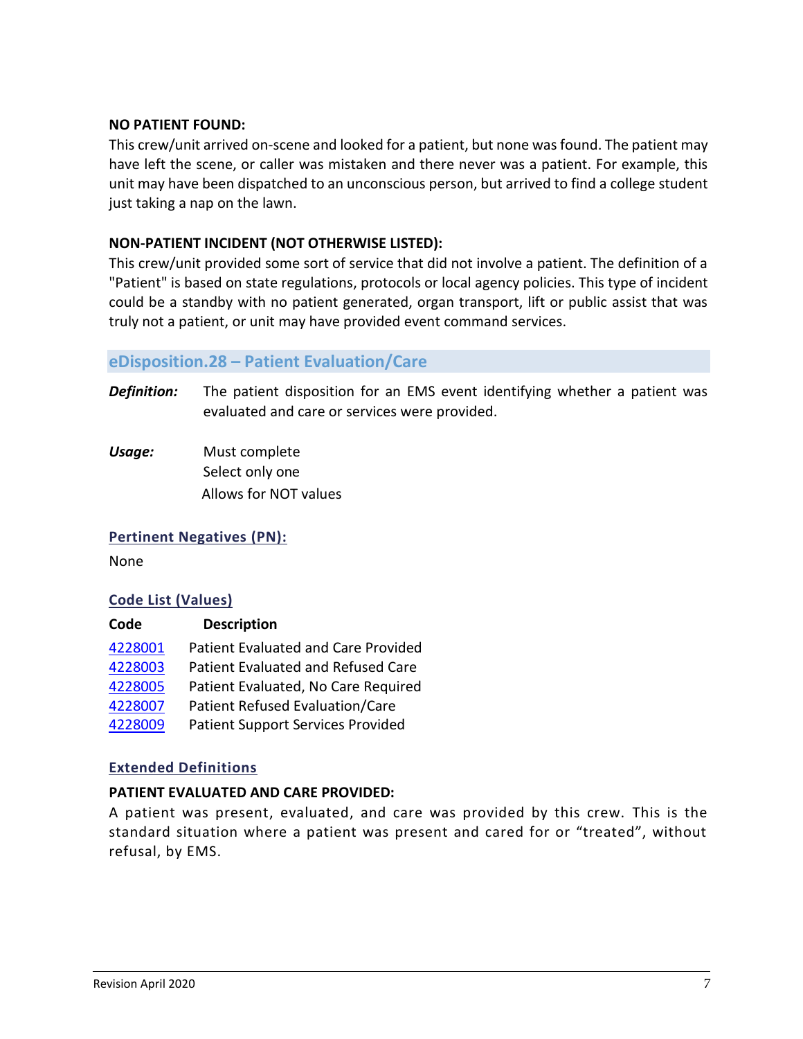**NO PATIENT FOUND:**

This crew/unit arrived on-scene and looked for a patient, but none was found. The patient may have left the scene, or caller was mistaken and there never was a patient. For example, this unit may have been dispatched to an unconscious person, but arrived to find a college student just taking a nap on the lawn.

**NON-PATIENT INCIDENT (NOT OTHERWISE LISTED):**

This crew/unit provided some sort of service that did not involve a patient. The definition of a "Patient" is based on state regulations, protocols or local agency policies. This type of incident could be a standby with no patient generated, organ transport, lift or public assist that was truly not a patient, or unit may have provided event command services.

## eDisposition.28 – Patient Evaluation/Care

***Definition:*** The patient disposition for an EMS event identifying whether a patient was evaluated and care or services were provided.

***Usage:*** Must complete
Select only one
Allows for NOT values

### Pertinent Negatives (PN):

None

### Code List (Values)

| Code | Description |
| --- | --- |
| 4228001 | Patient Evaluated and Care Provided |
| 4228003 | Patient Evaluated and Refused Care |
| 4228005 | Patient Evaluated, No Care Required |
| 4228007 | Patient Refused Evaluation/Care |
| 4228009 | Patient Support Services Provided |

### Extended Definitions

**PATIENT EVALUATED AND CARE PROVIDED:**

A patient was present, evaluated, and care was provided by this crew. This is the standard situation where a patient was present and cared for or "treated", without refusal, by EMS.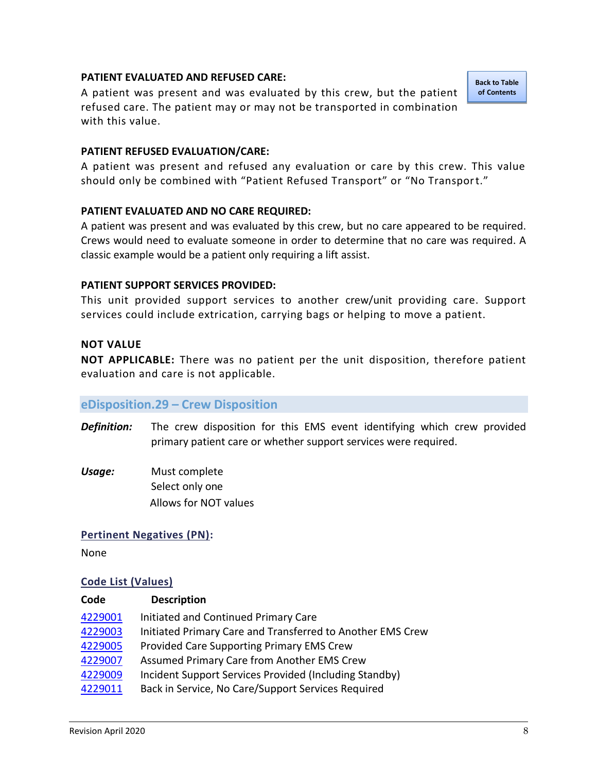**PATIENT EVALUATED AND REFUSED CARE:**
A patient was present and was evaluated by this crew, but the patient refused care. The patient may or may not be transported in combination with this value.

**PATIENT REFUSED EVALUATION/CARE:**
A patient was present and refused any evaluation or care by this crew. This value should only be combined with "Patient Refused Transport" or "No Transport."

**PATIENT EVALUATED AND NO CARE REQUIRED:**
A patient was present and was evaluated by this crew, but no care appeared to be required. Crews would need to evaluate someone in order to determine that no care was required. A classic example would be a patient only requiring a lift assist.

**PATIENT SUPPORT SERVICES PROVIDED:**
This unit provided support services to another crew/unit providing care. Support services could include extrication, carrying bags or helping to move a patient.

**NOT VALUE**
**NOT APPLICABLE:** There was no patient per the unit disposition, therefore patient evaluation and care is not applicable.

## eDisposition.29 – Crew Disposition

***Definition:*** The crew disposition for this EMS event identifying which crew provided primary patient care or whether support services were required.

***Usage:*** Must complete
Select only one
Allows for NOT values

**Pertinent Negatives (PN):**

None

**Code List (Values)**

| Code | Description |
|---|---|
| 4229001 | Initiated and Continued Primary Care |
| 4229003 | Initiated Primary Care and Transferred to Another EMS Crew |
| 4229005 | Provided Care Supporting Primary EMS Crew |
| 4229007 | Assumed Primary Care from Another EMS Crew |
| 4229009 | Incident Support Services Provided (Including Standby) |
| 4229011 | Back in Service, No Care/Support Services Required |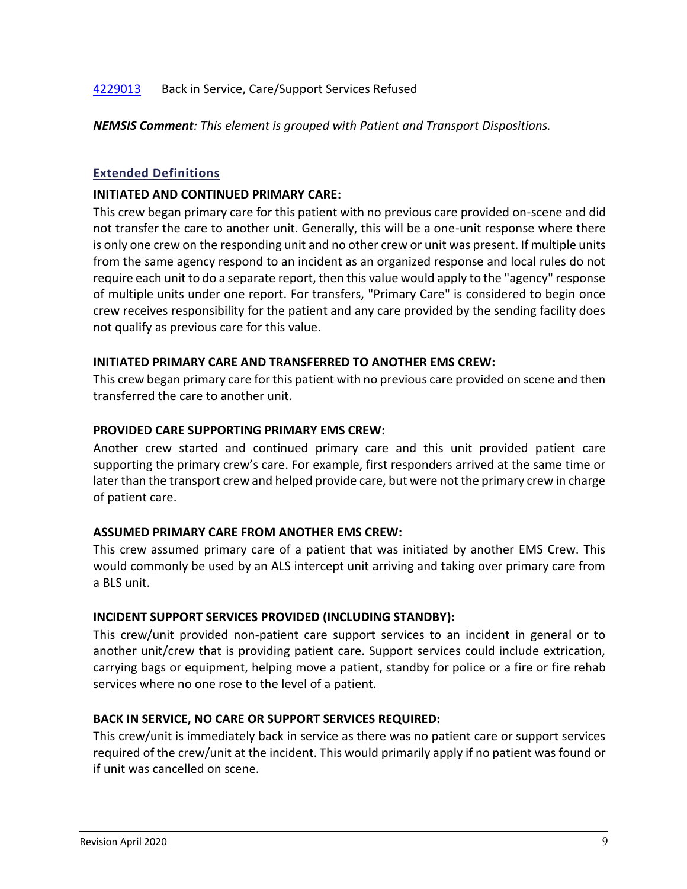[4229013](#) Back in Service, Care/Support Services Refused

***NEMSIS Comment****: This element is grouped with Patient and Transport Dispositions.*

### Extended Definitions

**INITIATED AND CONTINUED PRIMARY CARE:**

This crew began primary care for this patient with no previous care provided on-scene and did not transfer the care to another unit. Generally, this will be a one-unit response where there is only one crew on the responding unit and no other crew or unit was present. If multiple units from the same agency respond to an incident as an organized response and local rules do not require each unit to do a separate report, then this value would apply to the "agency" response of multiple units under one report. For transfers, "Primary Care" is considered to begin once crew receives responsibility for the patient and any care provided by the sending facility does not qualify as previous care for this value.

**INITIATED PRIMARY CARE AND TRANSFERRED TO ANOTHER EMS CREW:**

This crew began primary care for this patient with no previous care provided on scene and then transferred the care to another unit.

**PROVIDED CARE SUPPORTING PRIMARY EMS CREW:**

Another crew started and continued primary care and this unit provided patient care supporting the primary crew's care. For example, first responders arrived at the same time or later than the transport crew and helped provide care, but were not the primary crew in charge of patient care.

**ASSUMED PRIMARY CARE FROM ANOTHER EMS CREW:**

This crew assumed primary care of a patient that was initiated by another EMS Crew. This would commonly be used by an ALS intercept unit arriving and taking over primary care from a BLS unit.

**INCIDENT SUPPORT SERVICES PROVIDED (INCLUDING STANDBY):**

This crew/unit provided non-patient care support services to an incident in general or to another unit/crew that is providing patient care. Support services could include extrication, carrying bags or equipment, helping move a patient, standby for police or a fire or fire rehab services where no one rose to the level of a patient.

**BACK IN SERVICE, NO CARE OR SUPPORT SERVICES REQUIRED:**

This crew/unit is immediately back in service as there was no patient care or support services required of the crew/unit at the incident. This would primarily apply if no patient was found or if unit was cancelled on scene.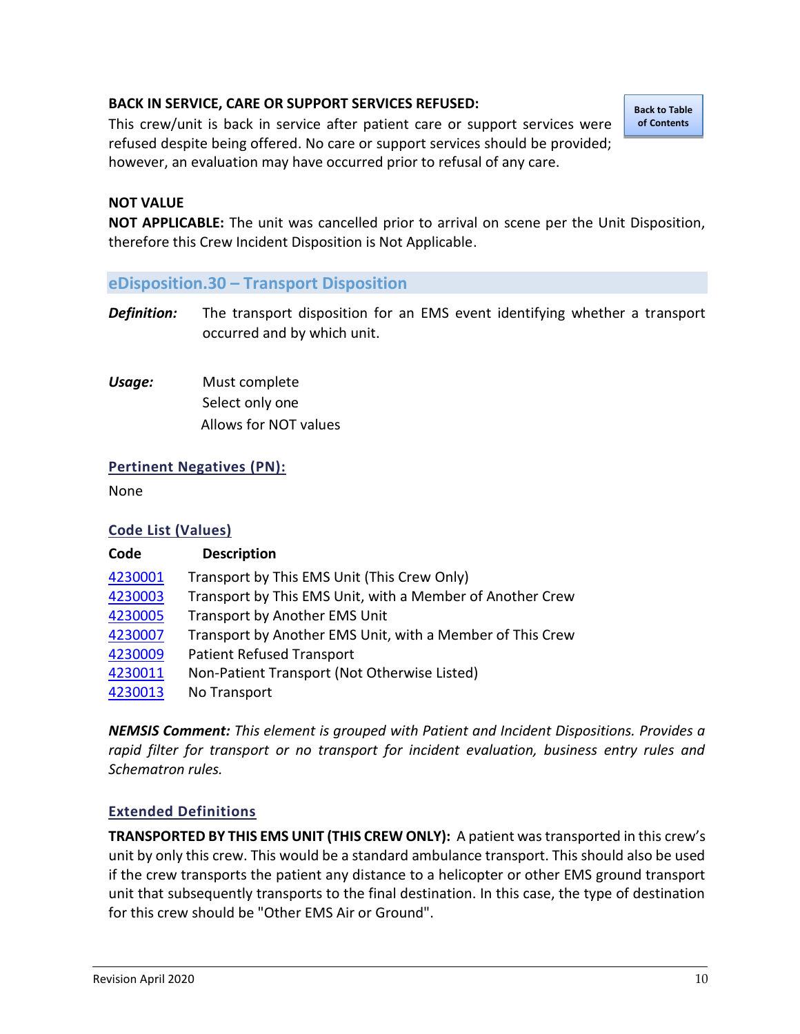**BACK IN SERVICE, CARE OR SUPPORT SERVICES REFUSED:**
This crew/unit is back in service after patient care or support services were refused despite being offered. No care or support services should be provided; however, an evaluation may have occurred prior to refusal of any care.

**NOT VALUE**
**NOT APPLICABLE:** The unit was cancelled prior to arrival on scene per the Unit Disposition, therefore this Crew Incident Disposition is Not Applicable.

## eDisposition.30 – Transport Disposition

***Definition:*** The transport disposition for an EMS event identifying whether a transport occurred and by which unit.

***Usage:*** Must complete
Select only one
Allows for NOT values

### Pertinent Negatives (PN):

None

### Code List (Values)

| Code | Description |
|---|---|
| 4230001 | Transport by This EMS Unit (This Crew Only) |
| 4230003 | Transport by This EMS Unit, with a Member of Another Crew |
| 4230005 | Transport by Another EMS Unit |
| 4230007 | Transport by Another EMS Unit, with a Member of This Crew |
| 4230009 | Patient Refused Transport |
| 4230011 | Non-Patient Transport (Not Otherwise Listed) |
| 4230013 | No Transport |

***NEMSIS Comment:*** *This element is grouped with Patient and Incident Dispositions. Provides a rapid filter for transport or no transport for incident evaluation, business entry rules and Schematron rules.*

### Extended Definitions

**TRANSPORTED BY THIS EMS UNIT (THIS CREW ONLY):** A patient was transported in this crew's unit by only this crew. This would be a standard ambulance transport. This should also be used if the crew transports the patient any distance to a helicopter or other EMS ground transport unit that subsequently transports to the final destination. In this case, the type of destination for this crew should be "Other EMS Air or Ground".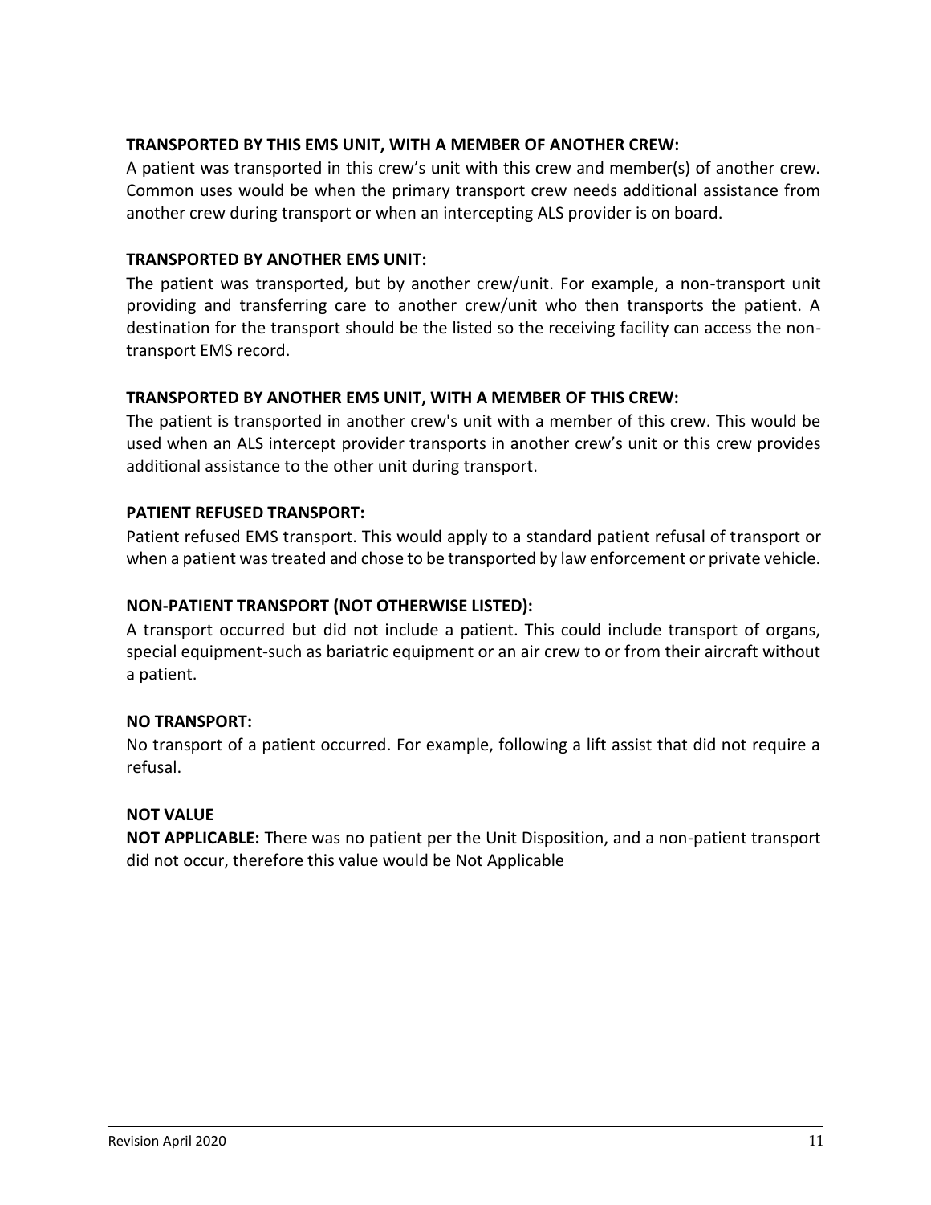**TRANSPORTED BY THIS EMS UNIT, WITH A MEMBER OF ANOTHER CREW:**

A patient was transported in this crew's unit with this crew and member(s) of another crew. Common uses would be when the primary transport crew needs additional assistance from another crew during transport or when an intercepting ALS provider is on board.

**TRANSPORTED BY ANOTHER EMS UNIT:**

The patient was transported, but by another crew/unit. For example, a non-transport unit providing and transferring care to another crew/unit who then transports the patient. A destination for the transport should be the listed so the receiving facility can access the non-transport EMS record.

**TRANSPORTED BY ANOTHER EMS UNIT, WITH A MEMBER OF THIS CREW:**

The patient is transported in another crew's unit with a member of this crew. This would be used when an ALS intercept provider transports in another crew's unit or this crew provides additional assistance to the other unit during transport.

**PATIENT REFUSED TRANSPORT:**

Patient refused EMS transport. This would apply to a standard patient refusal of transport or when a patient was treated and chose to be transported by law enforcement or private vehicle.

**NON-PATIENT TRANSPORT (NOT OTHERWISE LISTED):**

A transport occurred but did not include a patient. This could include transport of organs, special equipment-such as bariatric equipment or an air crew to or from their aircraft without a patient.

**NO TRANSPORT:**

No transport of a patient occurred. For example, following a lift assist that did not require a refusal.

**NOT VALUE**

**NOT APPLICABLE:** There was no patient per the Unit Disposition, and a non-patient transport did not occur, therefore this value would be Not Applicable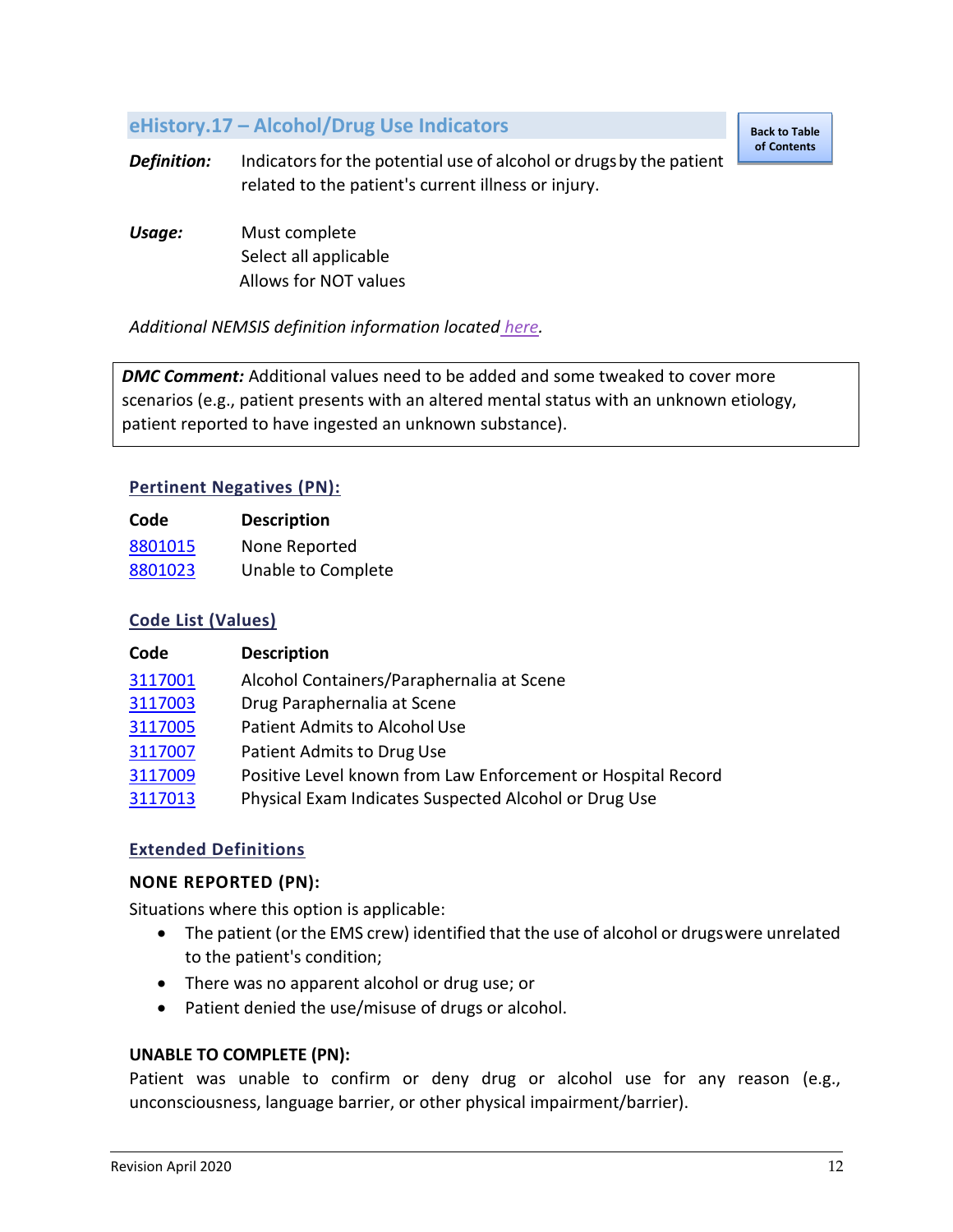## eHistory.17 – Alcohol/Drug Use Indicators

Back to Table of Contents

***Definition:*** Indicators for the potential use of alcohol or drugs by the patient related to the patient's current illness or injury.

***Usage:*** Must complete
Select all applicable
Allows for NOT values

*Additional NEMSIS definition information located here.*

> ***DMC Comment:*** Additional values need to be added and some tweaked to cover more scenarios (e.g., patient presents with an altered mental status with an unknown etiology, patient reported to have ingested an unknown substance).

### Pertinent Negatives (PN):

| Code | Description |
|---|---|
| 8801015 | None Reported |
| 8801023 | Unable to Complete |

### Code List (Values)

| Code | Description |
|---|---|
| 3117001 | Alcohol Containers/Paraphernalia at Scene |
| 3117003 | Drug Paraphernalia at Scene |
| 3117005 | Patient Admits to Alcohol Use |
| 3117007 | Patient Admits to Drug Use |
| 3117009 | Positive Level known from Law Enforcement or Hospital Record |
| 3117013 | Physical Exam Indicates Suspected Alcohol or Drug Use |

### Extended Definitions

**NONE REPORTED (PN):**

Situations where this option is applicable:

- The patient (or the EMS crew) identified that the use of alcohol or drugs were unrelated to the patient's condition;
- There was no apparent alcohol or drug use; or
- Patient denied the use/misuse of drugs or alcohol.

**UNABLE TO COMPLETE (PN):**

Patient was unable to confirm or deny drug or alcohol use for any reason (e.g., unconsciousness, language barrier, or other physical impairment/barrier).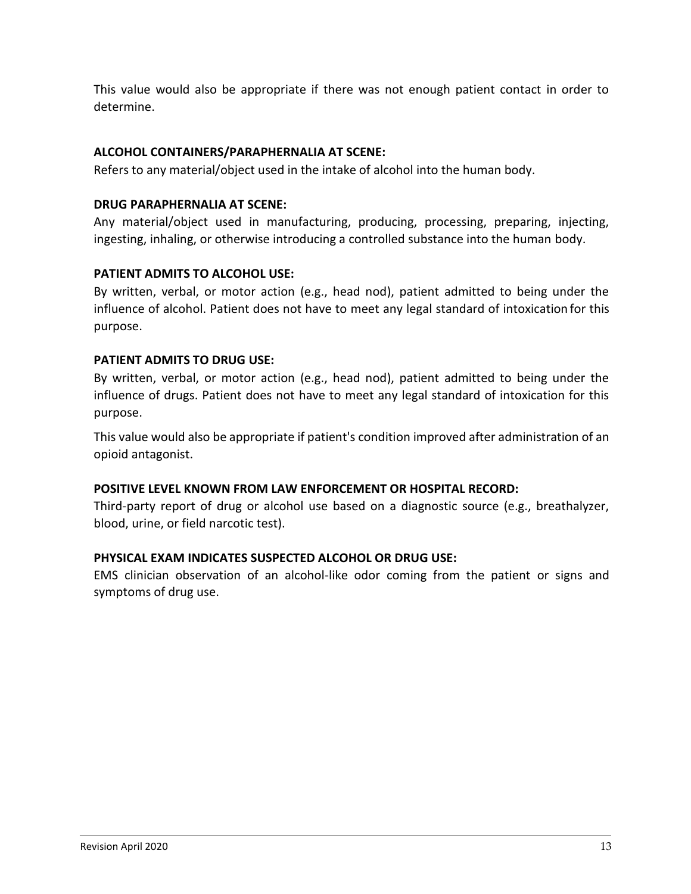This value would also be appropriate if there was not enough patient contact in order to determine.

**ALCOHOL CONTAINERS/PARAPHERNALIA AT SCENE:**

Refers to any material/object used in the intake of alcohol into the human body.

**DRUG PARAPHERNALIA AT SCENE:**

Any material/object used in manufacturing, producing, processing, preparing, injecting, ingesting, inhaling, or otherwise introducing a controlled substance into the human body.

**PATIENT ADMITS TO ALCOHOL USE:**

By written, verbal, or motor action (e.g., head nod), patient admitted to being under the influence of alcohol. Patient does not have to meet any legal standard of intoxication for this purpose.

**PATIENT ADMITS TO DRUG USE:**

By written, verbal, or motor action (e.g., head nod), patient admitted to being under the influence of drugs. Patient does not have to meet any legal standard of intoxication for this purpose.

This value would also be appropriate if patient's condition improved after administration of an opioid antagonist.

**POSITIVE LEVEL KNOWN FROM LAW ENFORCEMENT OR HOSPITAL RECORD:**

Third-party report of drug or alcohol use based on a diagnostic source (e.g., breathalyzer, blood, urine, or field narcotic test).

**PHYSICAL EXAM INDICATES SUSPECTED ALCOHOL OR DRUG USE:**

EMS clinician observation of an alcohol-like odor coming from the patient or signs and symptoms of drug use.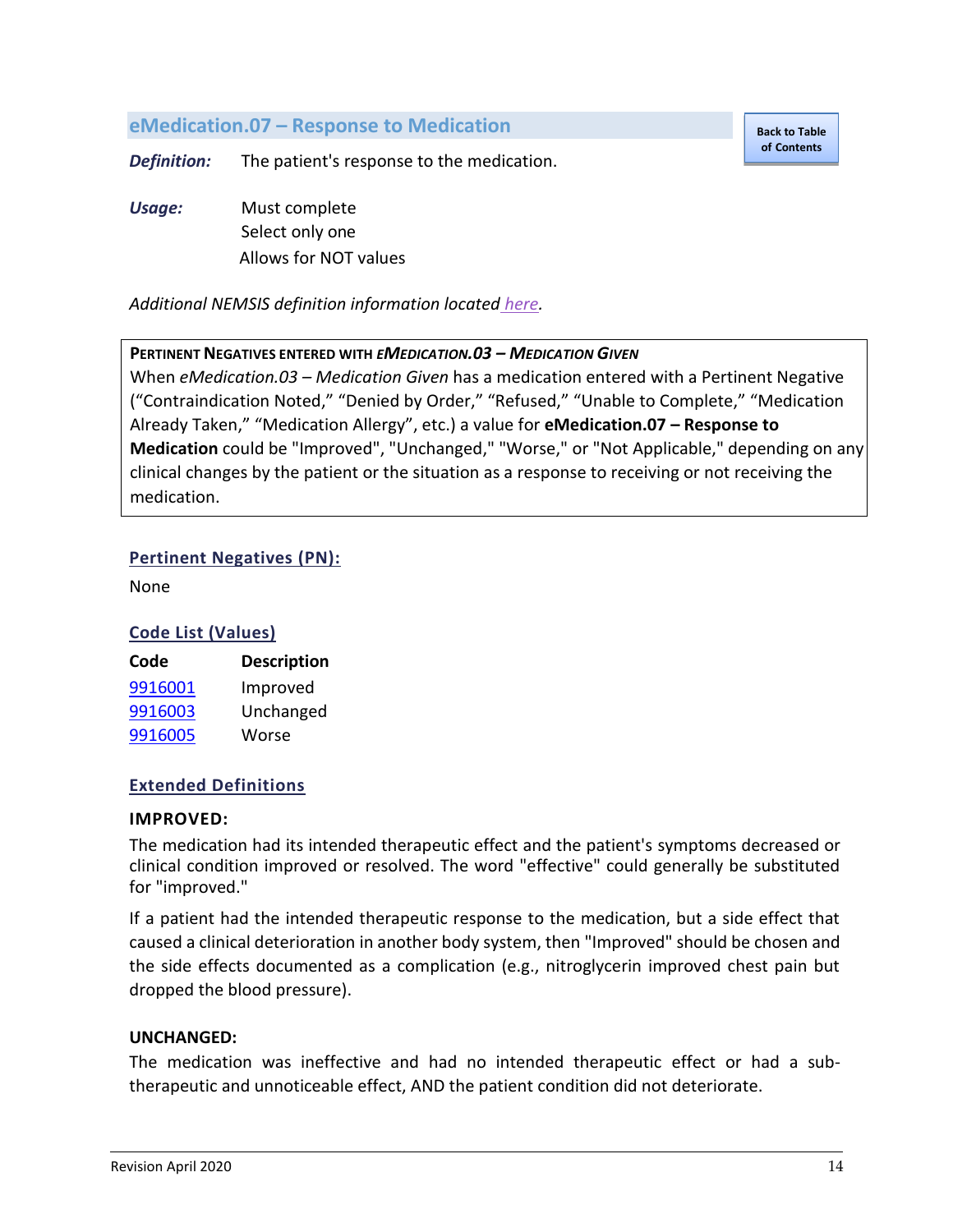## eMedication.07 – Response to Medication

Back to Table of Contents

***Definition:*** The patient's response to the medication.

***Usage:*** Must complete
Select only one
Allows for NOT values

*Additional NEMSIS definition information located here.*

> **PERTINENT NEGATIVES ENTERED WITH *EMEDICATION.03 – MEDICATION GIVEN***
> When *eMedication.03 – Medication Given* has a medication entered with a Pertinent Negative ("Contraindication Noted," "Denied by Order," "Refused," "Unable to Complete," "Medication Already Taken," "Medication Allergy", etc.) a value for **eMedication.07 – Response to Medication** could be "Improved", "Unchanged," "Worse," or "Not Applicable," depending on any clinical changes by the patient or the situation as a response to receiving or not receiving the medication.

### Pertinent Negatives (PN):

None

### Code List (Values)

| Code | Description |
|---|---|
| 9916001 | Improved |
| 9916003 | Unchanged |
| 9916005 | Worse |

### Extended Definitions

**IMPROVED:**

The medication had its intended therapeutic effect and the patient's symptoms decreased or clinical condition improved or resolved. The word "effective" could generally be substituted for "improved."

If a patient had the intended therapeutic response to the medication, but a side effect that caused a clinical deterioration in another body system, then "Improved" should be chosen and the side effects documented as a complication (e.g., nitroglycerin improved chest pain but dropped the blood pressure).

**UNCHANGED:**

The medication was ineffective and had no intended therapeutic effect or had a sub-therapeutic and unnoticeable effect, AND the patient condition did not deteriorate.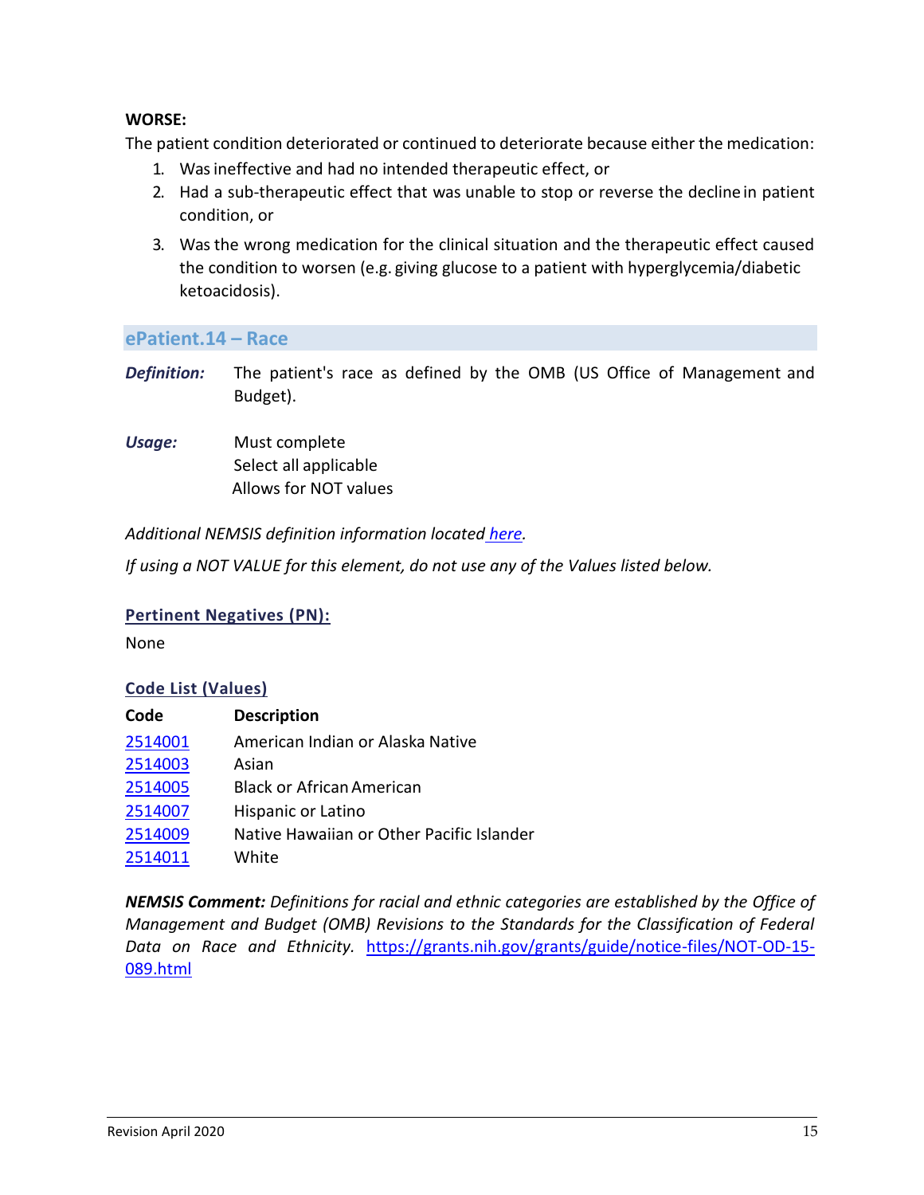**WORSE:**

The patient condition deteriorated or continued to deteriorate because either the medication:

1. Was ineffective and had no intended therapeutic effect, or
2. Had a sub-therapeutic effect that was unable to stop or reverse the decline in patient condition, or
3. Was the wrong medication for the clinical situation and the therapeutic effect caused the condition to worsen (e.g. giving glucose to a patient with hyperglycemia/diabetic ketoacidosis).

## ePatient.14 – Race

***Definition:*** The patient's race as defined by the OMB (US Office of Management and Budget).

***Usage:*** Must complete
Select all applicable
Allows for NOT values

*Additional NEMSIS definition information located here.*

*If using a NOT VALUE for this element, do not use any of the Values listed below.*

### Pertinent Negatives (PN):

None

### Code List (Values)

| Code | Description |
|---|---|
| 2514001 | American Indian or Alaska Native |
| 2514003 | Asian |
| 2514005 | Black or African American |
| 2514007 | Hispanic or Latino |
| 2514009 | Native Hawaiian or Other Pacific Islander |
| 2514011 | White |

***NEMSIS Comment:*** *Definitions for racial and ethnic categories are established by the Office of Management and Budget (OMB) Revisions to the Standards for the Classification of Federal Data on Race and Ethnicity.* https://grants.nih.gov/grants/guide/notice-files/NOT-OD-15-089.html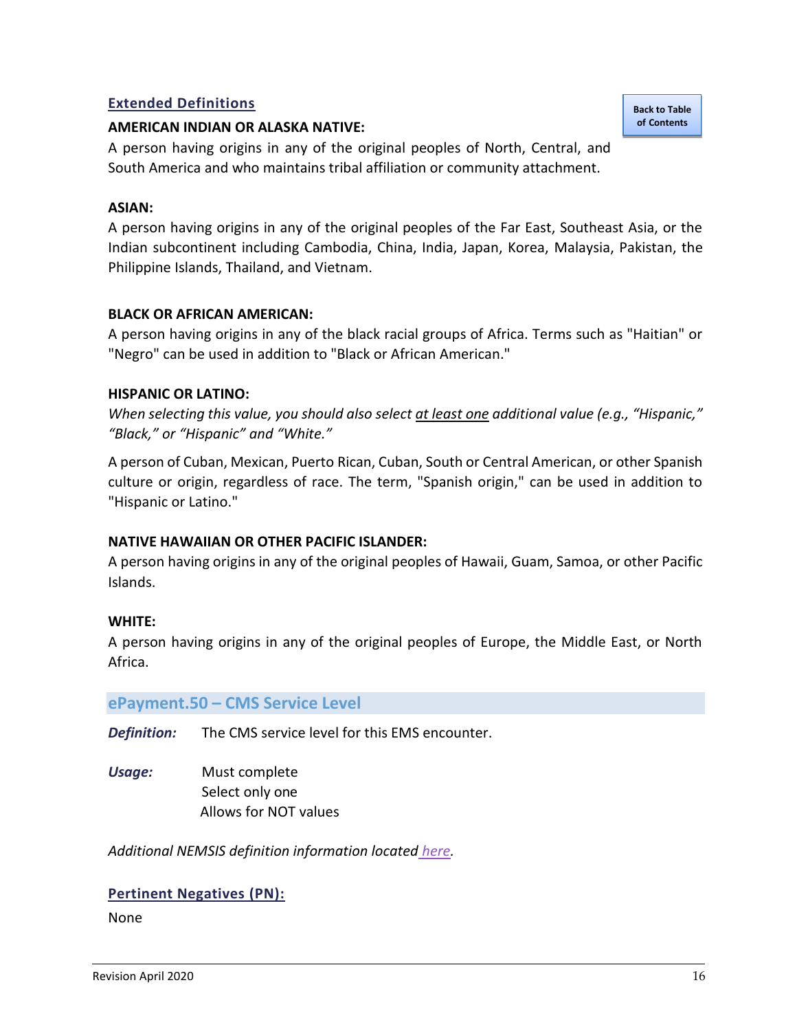### Extended Definitions

Back to Table of Contents

**AMERICAN INDIAN OR ALASKA NATIVE:**
A person having origins in any of the original peoples of North, Central, and South America and who maintains tribal affiliation or community attachment.

**ASIAN:**
A person having origins in any of the original peoples of the Far East, Southeast Asia, or the Indian subcontinent including Cambodia, China, India, Japan, Korea, Malaysia, Pakistan, the Philippine Islands, Thailand, and Vietnam.

**BLACK OR AFRICAN AMERICAN:**
A person having origins in any of the black racial groups of Africa. Terms such as "Haitian" or "Negro" can be used in addition to "Black or African American."

**HISPANIC OR LATINO:**
*When selecting this value, you should also select* <u>*at least one*</u> *additional value (e.g., "Hispanic," "Black," or "Hispanic" and "White."*

A person of Cuban, Mexican, Puerto Rican, Cuban, South or Central American, or other Spanish culture or origin, regardless of race. The term, "Spanish origin," can be used in addition to "Hispanic or Latino."

**NATIVE HAWAIIAN OR OTHER PACIFIC ISLANDER:**
A person having origins in any of the original peoples of Hawaii, Guam, Samoa, or other Pacific Islands.

**WHITE:**
A person having origins in any of the original peoples of Europe, the Middle East, or North Africa.

## ePayment.50 – CMS Service Level

***Definition:*** The CMS service level for this EMS encounter.

***Usage:*** Must complete
Select only one
Allows for NOT values

*Additional NEMSIS definition information located here.*

### Pertinent Negatives (PN):

None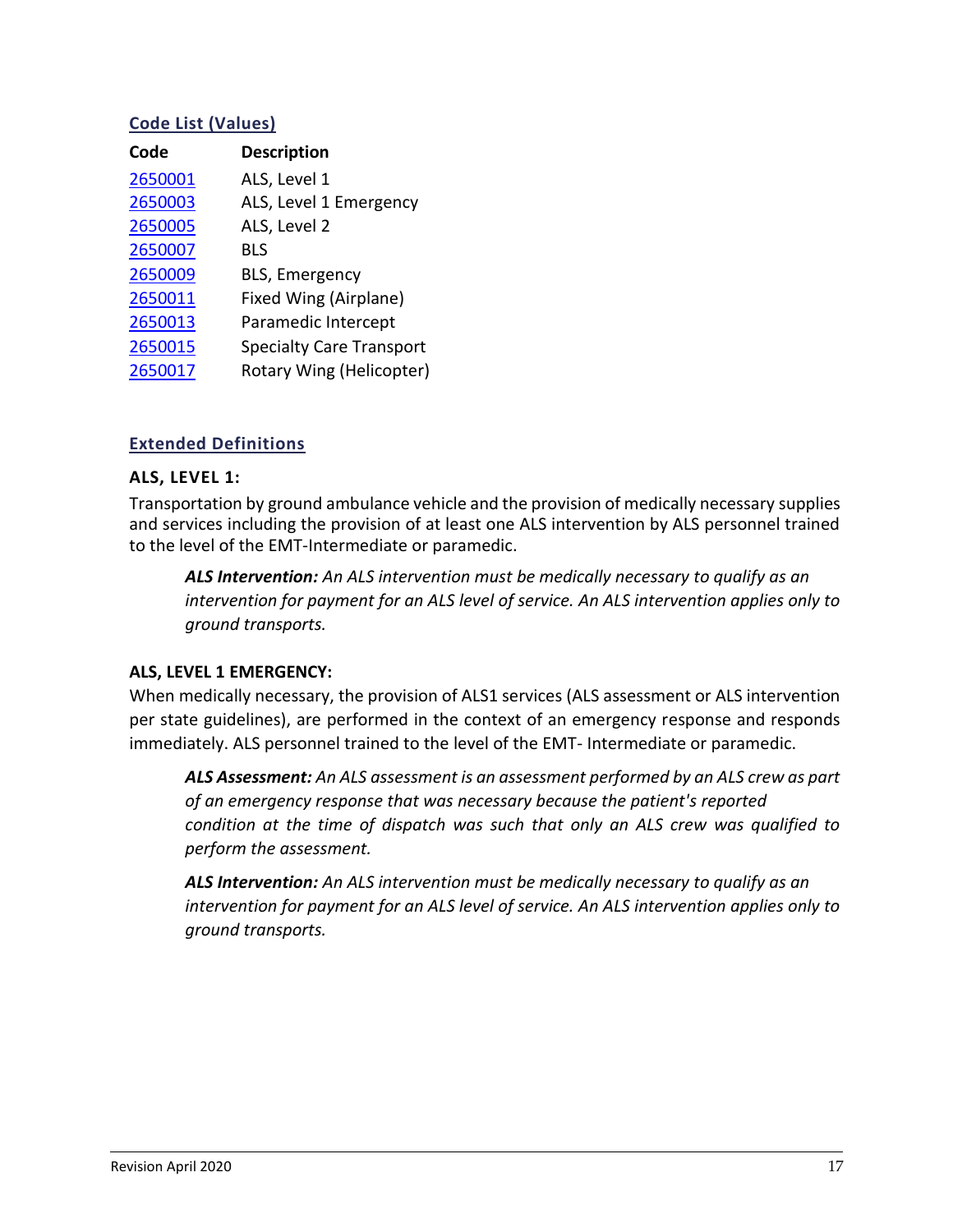### Code List (Values)

| Code | Description |
|---|---|
| 2650001 | ALS, Level 1 |
| 2650003 | ALS, Level 1 Emergency |
| 2650005 | ALS, Level 2 |
| 2650007 | BLS |
| 2650009 | BLS, Emergency |
| 2650011 | Fixed Wing (Airplane) |
| 2650013 | Paramedic Intercept |
| 2650015 | Specialty Care Transport |
| 2650017 | Rotary Wing (Helicopter) |

### Extended Definitions

**ALS, LEVEL 1:**

Transportation by ground ambulance vehicle and the provision of medically necessary supplies and services including the provision of at least one ALS intervention by ALS personnel trained to the level of the EMT-Intermediate or paramedic.

> ***ALS Intervention:*** *An ALS intervention must be medically necessary to qualify as an intervention for payment for an ALS level of service. An ALS intervention applies only to ground transports.*

**ALS, LEVEL 1 EMERGENCY:**

When medically necessary, the provision of ALS1 services (ALS assessment or ALS intervention per state guidelines), are performed in the context of an emergency response and responds immediately. ALS personnel trained to the level of the EMT- Intermediate or paramedic.

> ***ALS Assessment:*** *An ALS assessment is an assessment performed by an ALS crew as part of an emergency response that was necessary because the patient's reported condition at the time of dispatch was such that only an ALS crew was qualified to perform the assessment.*

> ***ALS Intervention:*** *An ALS intervention must be medically necessary to qualify as an intervention for payment for an ALS level of service. An ALS intervention applies only to ground transports.*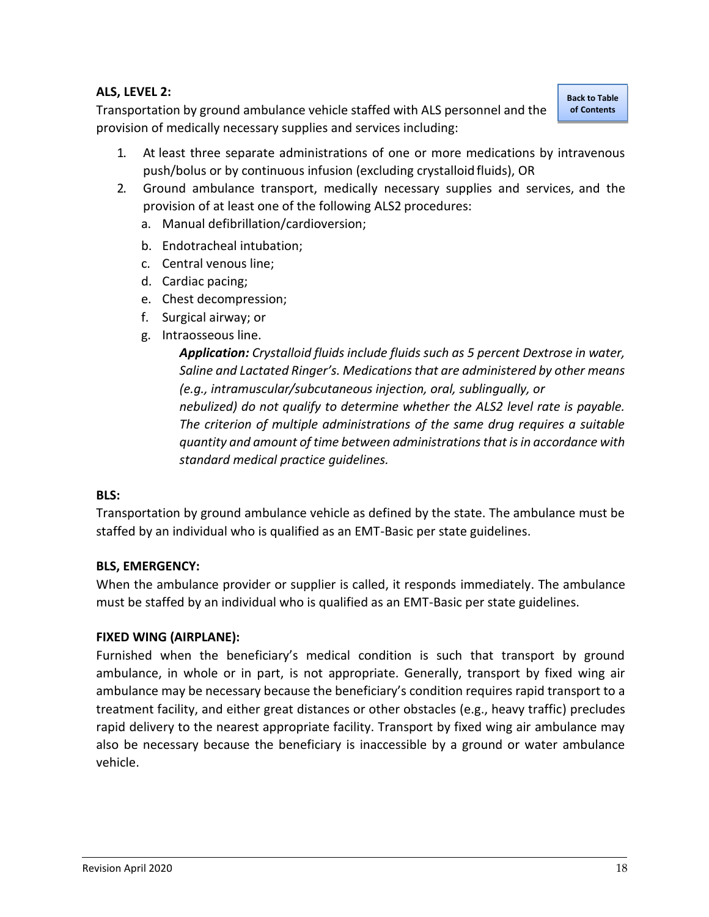**ALS, LEVEL 2:**

Transportation by ground ambulance vehicle staffed with ALS personnel and the provision of medically necessary supplies and services including:

1. At least three separate administrations of one or more medications by intravenous push/bolus or by continuous infusion (excluding crystalloid fluids), OR
2. Ground ambulance transport, medically necessary supplies and services, and the provision of at least one of the following ALS2 procedures:
   a. Manual defibrillation/cardioversion;
   b. Endotracheal intubation;
   c. Central venous line;
   d. Cardiac pacing;
   e. Chest decompression;
   f. Surgical airway; or
   g. Intraosseous line.

   ***Application:*** *Crystalloid fluids include fluids such as 5 percent Dextrose in water, Saline and Lactated Ringer's. Medications that are administered by other means (e.g., intramuscular/subcutaneous injection, oral, sublingually, or nebulized) do not qualify to determine whether the ALS2 level rate is payable. The criterion of multiple administrations of the same drug requires a suitable quantity and amount of time between administrations that is in accordance with standard medical practice guidelines.*

**BLS:**

Transportation by ground ambulance vehicle as defined by the state. The ambulance must be staffed by an individual who is qualified as an EMT-Basic per state guidelines.

**BLS, EMERGENCY:**

When the ambulance provider or supplier is called, it responds immediately. The ambulance must be staffed by an individual who is qualified as an EMT-Basic per state guidelines.

**FIXED WING (AIRPLANE):**

Furnished when the beneficiary's medical condition is such that transport by ground ambulance, in whole or in part, is not appropriate. Generally, transport by fixed wing air ambulance may be necessary because the beneficiary's condition requires rapid transport to a treatment facility, and either great distances or other obstacles (e.g., heavy traffic) precludes rapid delivery to the nearest appropriate facility. Transport by fixed wing air ambulance may also be necessary because the beneficiary is inaccessible by a ground or water ambulance vehicle.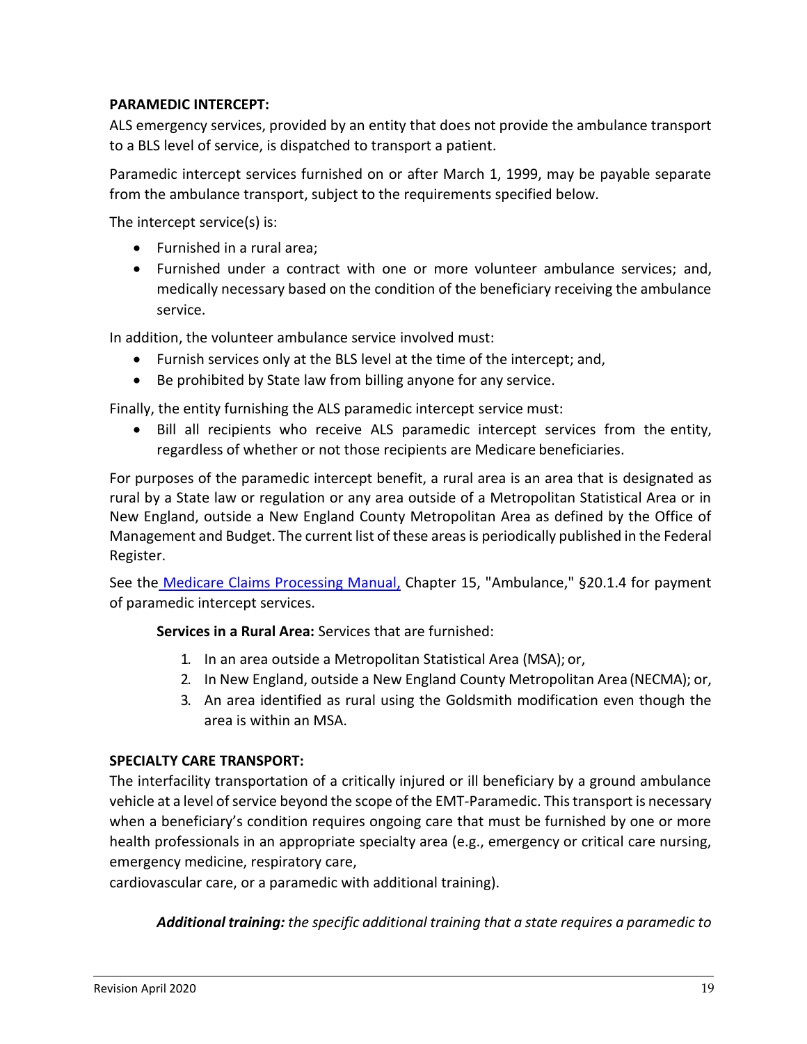**PARAMEDIC INTERCEPT:**

ALS emergency services, provided by an entity that does not provide the ambulance transport to a BLS level of service, is dispatched to transport a patient.

Paramedic intercept services furnished on or after March 1, 1999, may be payable separate from the ambulance transport, subject to the requirements specified below.

The intercept service(s) is:

- Furnished in a rural area;
- Furnished under a contract with one or more volunteer ambulance services; and, medically necessary based on the condition of the beneficiary receiving the ambulance service.

In addition, the volunteer ambulance service involved must:

- Furnish services only at the BLS level at the time of the intercept; and,
- Be prohibited by State law from billing anyone for any service.

Finally, the entity furnishing the ALS paramedic intercept service must:

- Bill all recipients who receive ALS paramedic intercept services from the entity, regardless of whether or not those recipients are Medicare beneficiaries.

For purposes of the paramedic intercept benefit, a rural area is an area that is designated as rural by a State law or regulation or any area outside of a Metropolitan Statistical Area or in New England, outside a New England County Metropolitan Area as defined by the Office of Management and Budget. The current list of these areas is periodically published in the Federal Register.

See the Medicare Claims Processing Manual, Chapter 15, "Ambulance," §20.1.4 for payment of paramedic intercept services.

**Services in a Rural Area:** Services that are furnished:

1. In an area outside a Metropolitan Statistical Area (MSA); or,
2. In New England, outside a New England County Metropolitan Area (NECMA); or,
3. An area identified as rural using the Goldsmith modification even though the area is within an MSA.

**SPECIALTY CARE TRANSPORT:**

The interfacility transportation of a critically injured or ill beneficiary by a ground ambulance vehicle at a level of service beyond the scope of the EMT-Paramedic. This transport is necessary when a beneficiary's condition requires ongoing care that must be furnished by one or more health professionals in an appropriate specialty area (e.g., emergency or critical care nursing, emergency medicine, respiratory care, cardiovascular care, or a paramedic with additional training).

***Additional training:*** *the specific additional training that a state requires a paramedic to*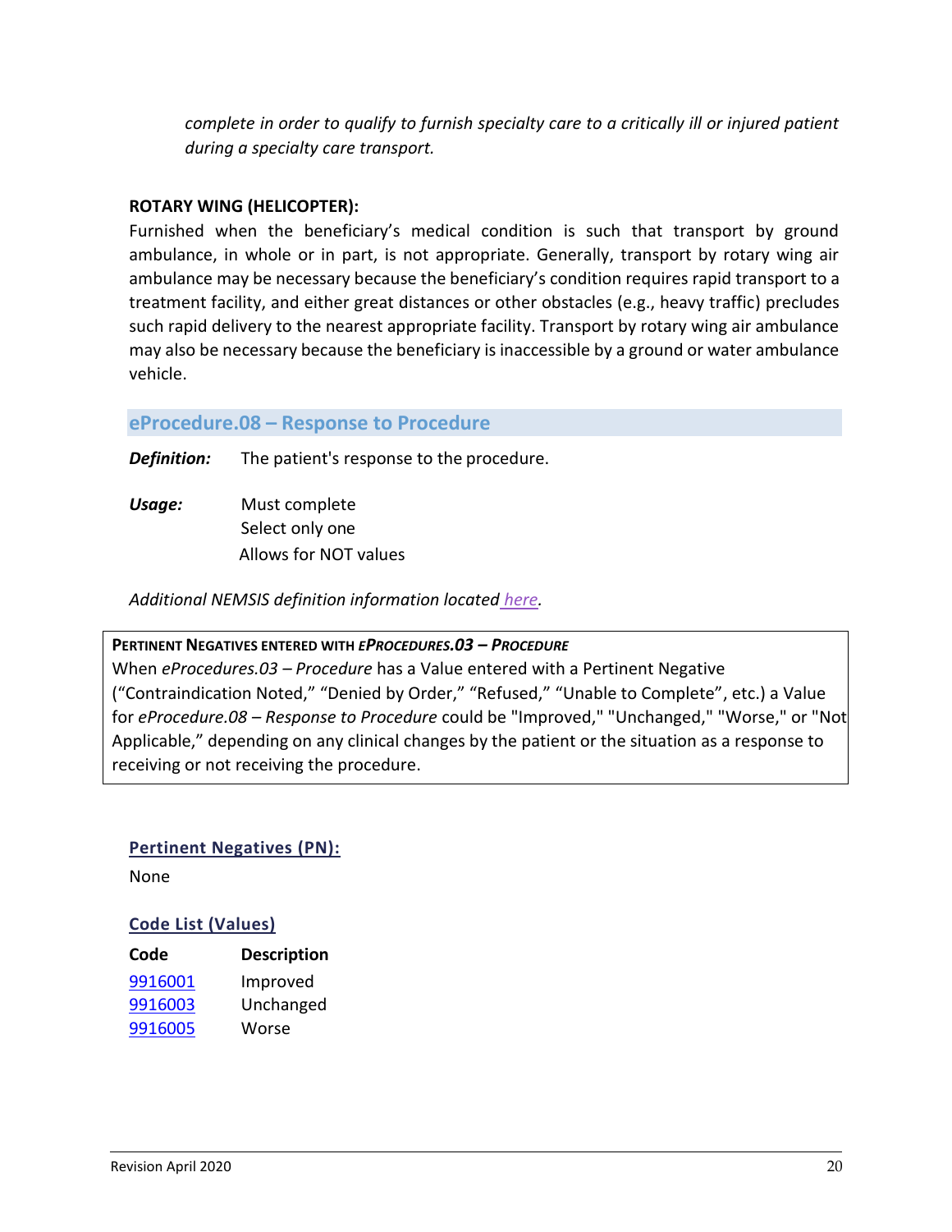*complete in order to qualify to furnish specialty care to a critically ill or injured patient during a specialty care transport.*

**ROTARY WING (HELICOPTER):**

Furnished when the beneficiary's medical condition is such that transport by ground ambulance, in whole or in part, is not appropriate. Generally, transport by rotary wing air ambulance may be necessary because the beneficiary's condition requires rapid transport to a treatment facility, and either great distances or other obstacles (e.g., heavy traffic) precludes such rapid delivery to the nearest appropriate facility. Transport by rotary wing air ambulance may also be necessary because the beneficiary is inaccessible by a ground or water ambulance vehicle.

## eProcedure.08 – Response to Procedure

***Definition:*** The patient's response to the procedure.

***Usage:*** Must complete
Select only one
Allows for NOT values

*Additional NEMSIS definition information located here.*

**PERTINENT NEGATIVES ENTERED WITH *EPROCEDURES.03 – PROCEDURE***

When *eProcedures.03 – Procedure* has a Value entered with a Pertinent Negative ("Contraindication Noted," "Denied by Order," "Refused," "Unable to Complete", etc.) a Value for *eProcedure.08 – Response to Procedure* could be "Improved," "Unchanged," "Worse," or "Not Applicable," depending on any clinical changes by the patient or the situation as a response to receiving or not receiving the procedure.

### Pertinent Negatives (PN):

None

### Code List (Values)

| Code | Description |
|---|---|
| 9916001 | Improved |
| 9916003 | Unchanged |
| 9916005 | Worse |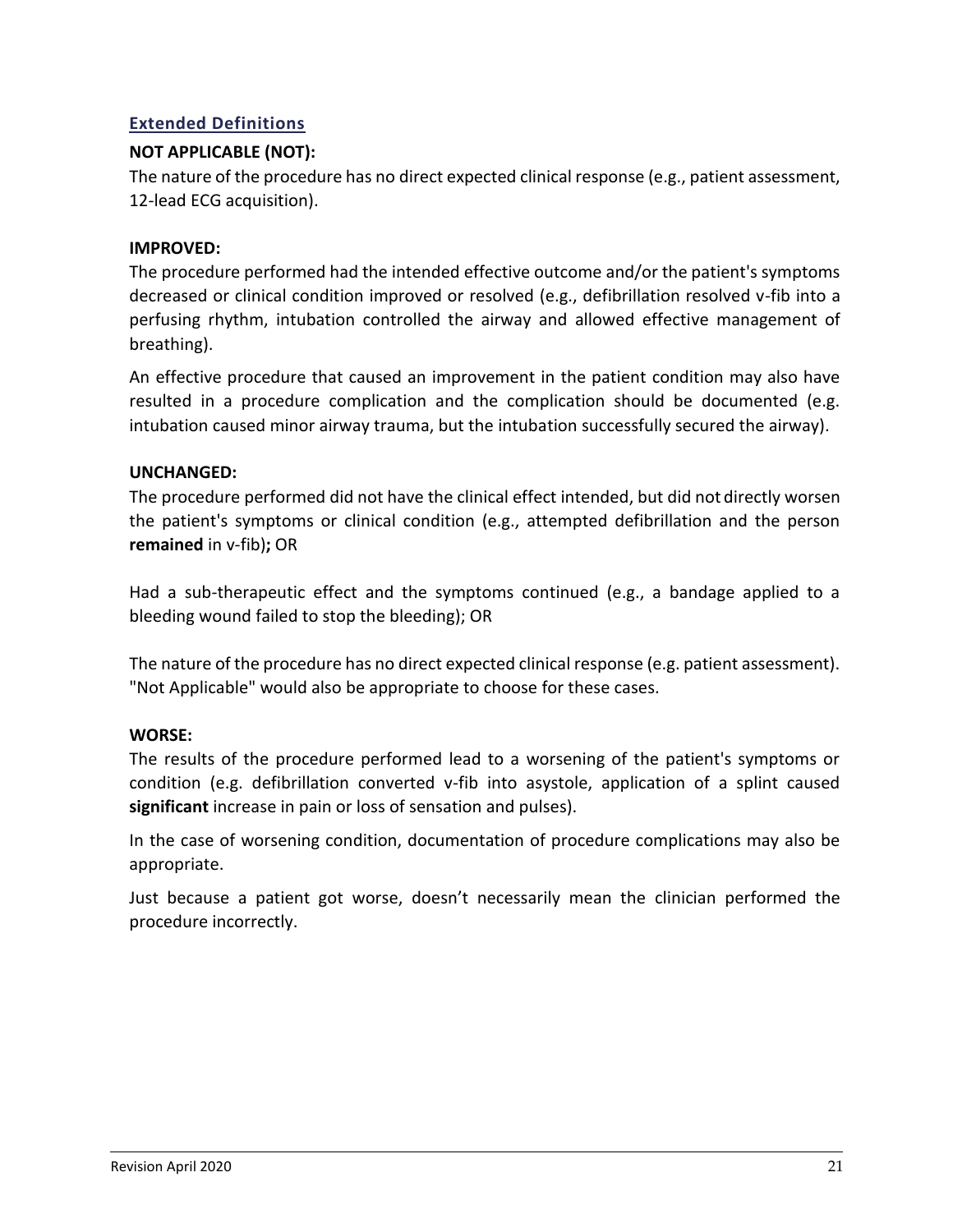## Extended Definitions

**NOT APPLICABLE (NOT):**

The nature of the procedure has no direct expected clinical response (e.g., patient assessment, 12-lead ECG acquisition).

**IMPROVED:**

The procedure performed had the intended effective outcome and/or the patient's symptoms decreased or clinical condition improved or resolved (e.g., defibrillation resolved v-fib into a perfusing rhythm, intubation controlled the airway and allowed effective management of breathing).

An effective procedure that caused an improvement in the patient condition may also have resulted in a procedure complication and the complication should be documented (e.g. intubation caused minor airway trauma, but the intubation successfully secured the airway).

**UNCHANGED:**

The procedure performed did not have the clinical effect intended, but did not directly worsen the patient's symptoms or clinical condition (e.g., attempted defibrillation and the person **remained** in v-fib)**;** OR

Had a sub-therapeutic effect and the symptoms continued (e.g., a bandage applied to a bleeding wound failed to stop the bleeding); OR

The nature of the procedure has no direct expected clinical response (e.g. patient assessment). "Not Applicable" would also be appropriate to choose for these cases.

**WORSE:**

The results of the procedure performed lead to a worsening of the patient's symptoms or condition (e.g. defibrillation converted v-fib into asystole, application of a splint caused **significant** increase in pain or loss of sensation and pulses).

In the case of worsening condition, documentation of procedure complications may also be appropriate.

Just because a patient got worse, doesn't necessarily mean the clinician performed the procedure incorrectly.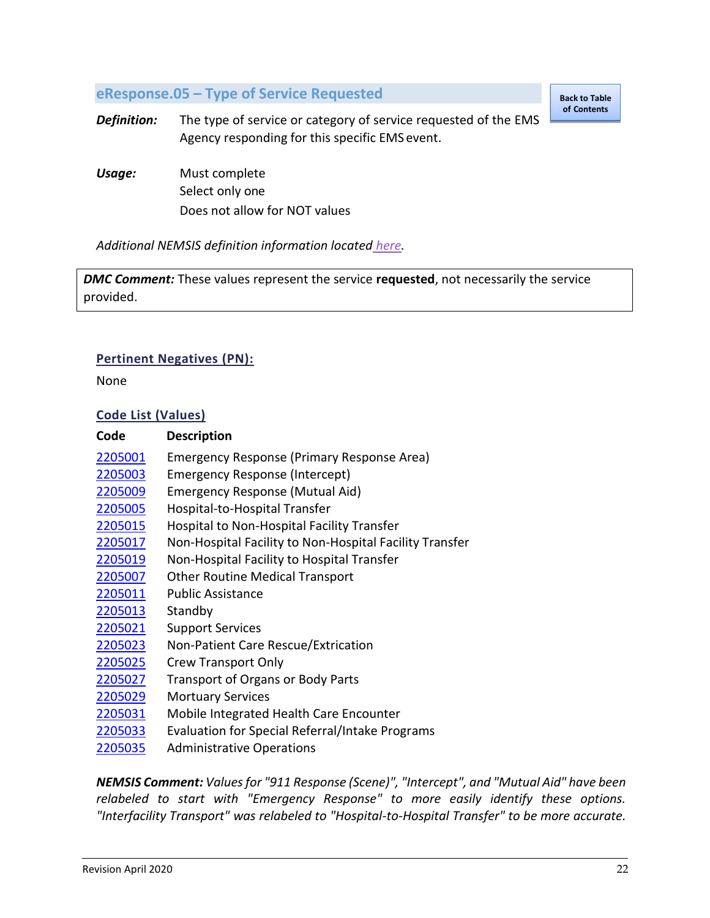## eResponse.05 – Type of Service Requested

[Back to Table of Contents]

***Definition:*** The type of service or category of service requested of the EMS Agency responding for this specific EMS event.

***Usage:*** Must complete
Select only one
Does not allow for NOT values

*Additional NEMSIS definition information located here.*

> ***DMC Comment:*** These values represent the service **requested**, not necessarily the service provided.

### Pertinent Negatives (PN):

None

### Code List (Values)

| Code | Description |
| --- | --- |
| 2205001 | Emergency Response (Primary Response Area) |
| 2205003 | Emergency Response (Intercept) |
| 2205009 | Emergency Response (Mutual Aid) |
| 2205005 | Hospital-to-Hospital Transfer |
| 2205015 | Hospital to Non-Hospital Facility Transfer |
| 2205017 | Non-Hospital Facility to Non-Hospital Facility Transfer |
| 2205019 | Non-Hospital Facility to Hospital Transfer |
| 2205007 | Other Routine Medical Transport |
| 2205011 | Public Assistance |
| 2205013 | Standby |
| 2205021 | Support Services |
| 2205023 | Non-Patient Care Rescue/Extrication |
| 2205025 | Crew Transport Only |
| 2205027 | Transport of Organs or Body Parts |
| 2205029 | Mortuary Services |
| 2205031 | Mobile Integrated Health Care Encounter |
| 2205033 | Evaluation for Special Referral/Intake Programs |
| 2205035 | Administrative Operations |

***NEMSIS Comment:*** *Values for "911 Response (Scene)", "Intercept", and "Mutual Aid" have been relabeled to start with "Emergency Response" to more easily identify these options. "Interfacility Transport" was relabeled to "Hospital-to-Hospital Transfer" to be more accurate.*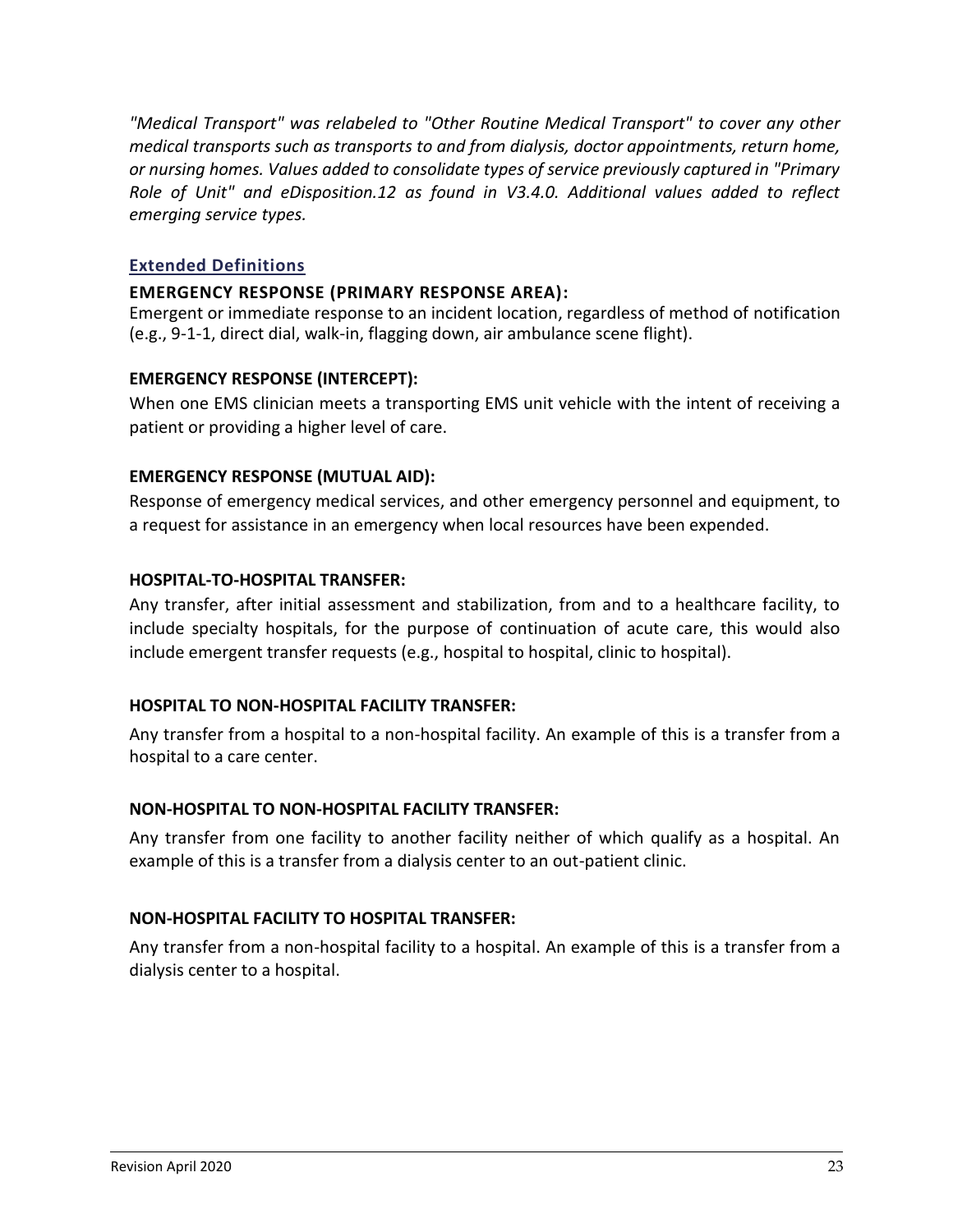*"Medical Transport" was relabeled to "Other Routine Medical Transport" to cover any other medical transports such as transports to and from dialysis, doctor appointments, return home, or nursing homes. Values added to consolidate types of service previously captured in "Primary Role of Unit" and eDisposition.12 as found in V3.4.0. Additional values added to reflect emerging service types.*

### Extended Definitions

**EMERGENCY RESPONSE (PRIMARY RESPONSE AREA):**
Emergent or immediate response to an incident location, regardless of method of notification (e.g., 9-1-1, direct dial, walk-in, flagging down, air ambulance scene flight).

**EMERGENCY RESPONSE (INTERCEPT):**

When one EMS clinician meets a transporting EMS unit vehicle with the intent of receiving a patient or providing a higher level of care.

**EMERGENCY RESPONSE (MUTUAL AID):**

Response of emergency medical services, and other emergency personnel and equipment, to a request for assistance in an emergency when local resources have been expended.

**HOSPITAL-TO-HOSPITAL TRANSFER:**

Any transfer, after initial assessment and stabilization, from and to a healthcare facility, to include specialty hospitals, for the purpose of continuation of acute care, this would also include emergent transfer requests (e.g., hospital to hospital, clinic to hospital).

**HOSPITAL TO NON-HOSPITAL FACILITY TRANSFER:**

Any transfer from a hospital to a non-hospital facility. An example of this is a transfer from a hospital to a care center.

**NON-HOSPITAL TO NON-HOSPITAL FACILITY TRANSFER:**

Any transfer from one facility to another facility neither of which qualify as a hospital. An example of this is a transfer from a dialysis center to an out-patient clinic.

**NON-HOSPITAL FACILITY TO HOSPITAL TRANSFER:**

Any transfer from a non-hospital facility to a hospital. An example of this is a transfer from a dialysis center to a hospital.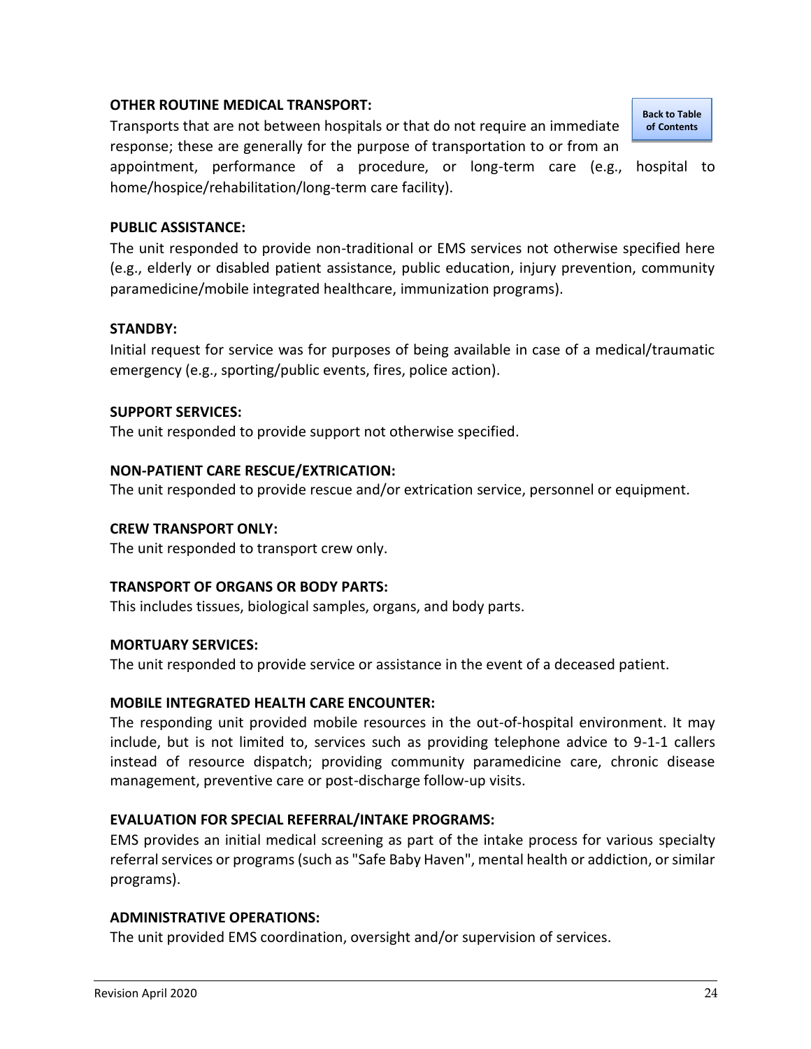**OTHER ROUTINE MEDICAL TRANSPORT:**

Transports that are not between hospitals or that do not require an immediate response; these are generally for the purpose of transportation to or from an appointment, performance of a procedure, or long-term care (e.g., hospital to home/hospice/rehabilitation/long-term care facility).

**PUBLIC ASSISTANCE:**

The unit responded to provide non-traditional or EMS services not otherwise specified here (e.g., elderly or disabled patient assistance, public education, injury prevention, community paramedicine/mobile integrated healthcare, immunization programs).

**STANDBY:**

Initial request for service was for purposes of being available in case of a medical/traumatic emergency (e.g., sporting/public events, fires, police action).

**SUPPORT SERVICES:**

The unit responded to provide support not otherwise specified.

**NON-PATIENT CARE RESCUE/EXTRICATION:**

The unit responded to provide rescue and/or extrication service, personnel or equipment.

**CREW TRANSPORT ONLY:**

The unit responded to transport crew only.

**TRANSPORT OF ORGANS OR BODY PARTS:**

This includes tissues, biological samples, organs, and body parts.

**MORTUARY SERVICES:**

The unit responded to provide service or assistance in the event of a deceased patient.

**MOBILE INTEGRATED HEALTH CARE ENCOUNTER:**

The responding unit provided mobile resources in the out-of-hospital environment. It may include, but is not limited to, services such as providing telephone advice to 9-1-1 callers instead of resource dispatch; providing community paramedicine care, chronic disease management, preventive care or post-discharge follow-up visits.

**EVALUATION FOR SPECIAL REFERRAL/INTAKE PROGRAMS:**

EMS provides an initial medical screening as part of the intake process for various specialty referral services or programs (such as "Safe Baby Haven", mental health or addiction, or similar programs).

**ADMINISTRATIVE OPERATIONS:**

The unit provided EMS coordination, oversight and/or supervision of services.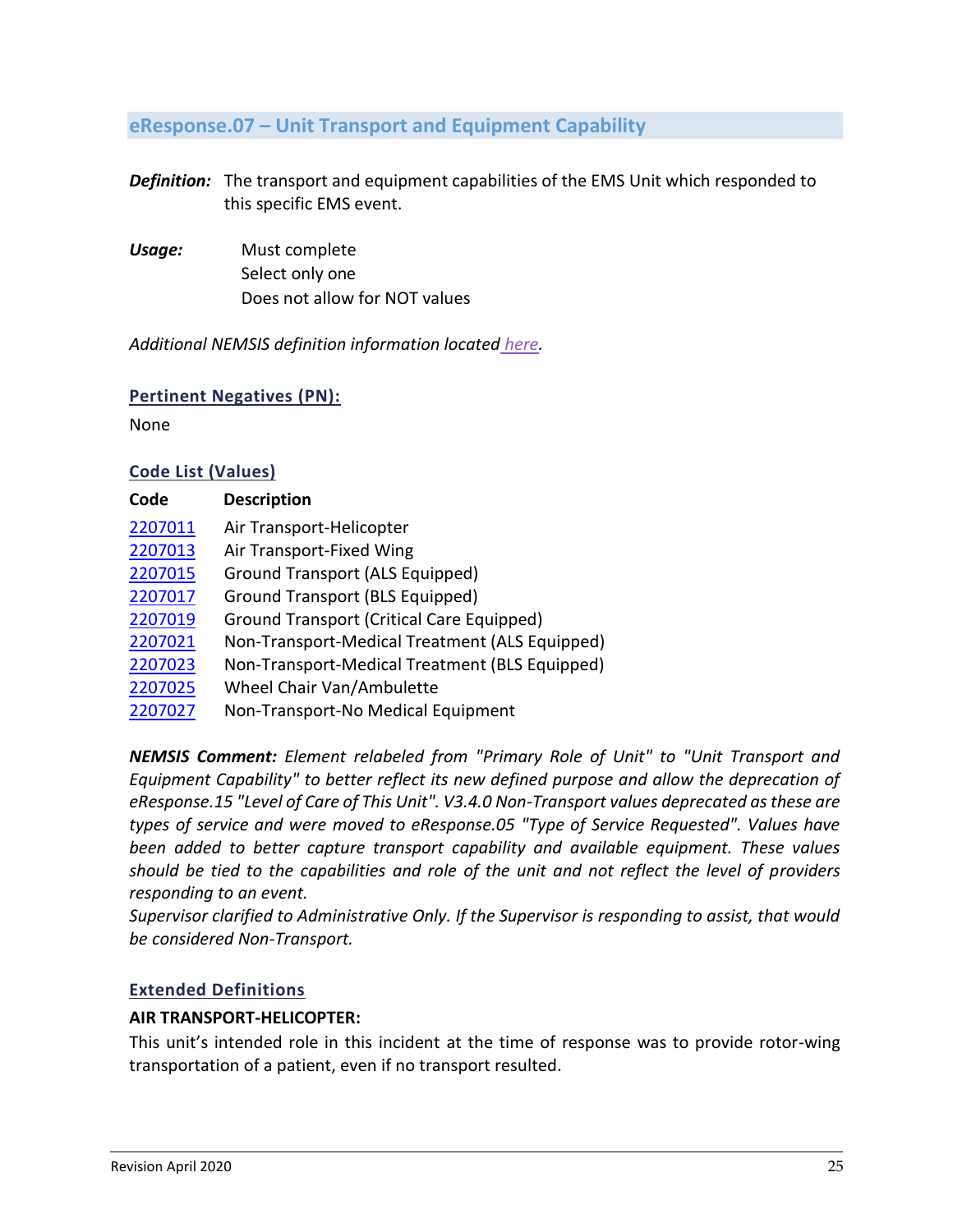## eResponse.07 – Unit Transport and Equipment Capability

***Definition:*** The transport and equipment capabilities of the EMS Unit which responded to this specific EMS event.

***Usage:*** Must complete
Select only one
Does not allow for NOT values

*Additional NEMSIS definition information located here.*

### Pertinent Negatives (PN):

None

### Code List (Values)

| Code | Description |
|---|---|
| 2207011 | Air Transport-Helicopter |
| 2207013 | Air Transport-Fixed Wing |
| 2207015 | Ground Transport (ALS Equipped) |
| 2207017 | Ground Transport (BLS Equipped) |
| 2207019 | Ground Transport (Critical Care Equipped) |
| 2207021 | Non-Transport-Medical Treatment (ALS Equipped) |
| 2207023 | Non-Transport-Medical Treatment (BLS Equipped) |
| 2207025 | Wheel Chair Van/Ambulette |
| 2207027 | Non-Transport-No Medical Equipment |

***NEMSIS Comment:*** *Element relabeled from "Primary Role of Unit" to "Unit Transport and Equipment Capability" to better reflect its new defined purpose and allow the deprecation of eResponse.15 "Level of Care of This Unit". V3.4.0 Non-Transport values deprecated as these are types of service and were moved to eResponse.05 "Type of Service Requested". Values have been added to better capture transport capability and available equipment. These values should be tied to the capabilities and role of the unit and not reflect the level of providers responding to an event.*
*Supervisor clarified to Administrative Only. If the Supervisor is responding to assist, that would be considered Non-Transport.*

### Extended Definitions

**AIR TRANSPORT-HELICOPTER:**

This unit's intended role in this incident at the time of response was to provide rotor-wing transportation of a patient, even if no transport resulted.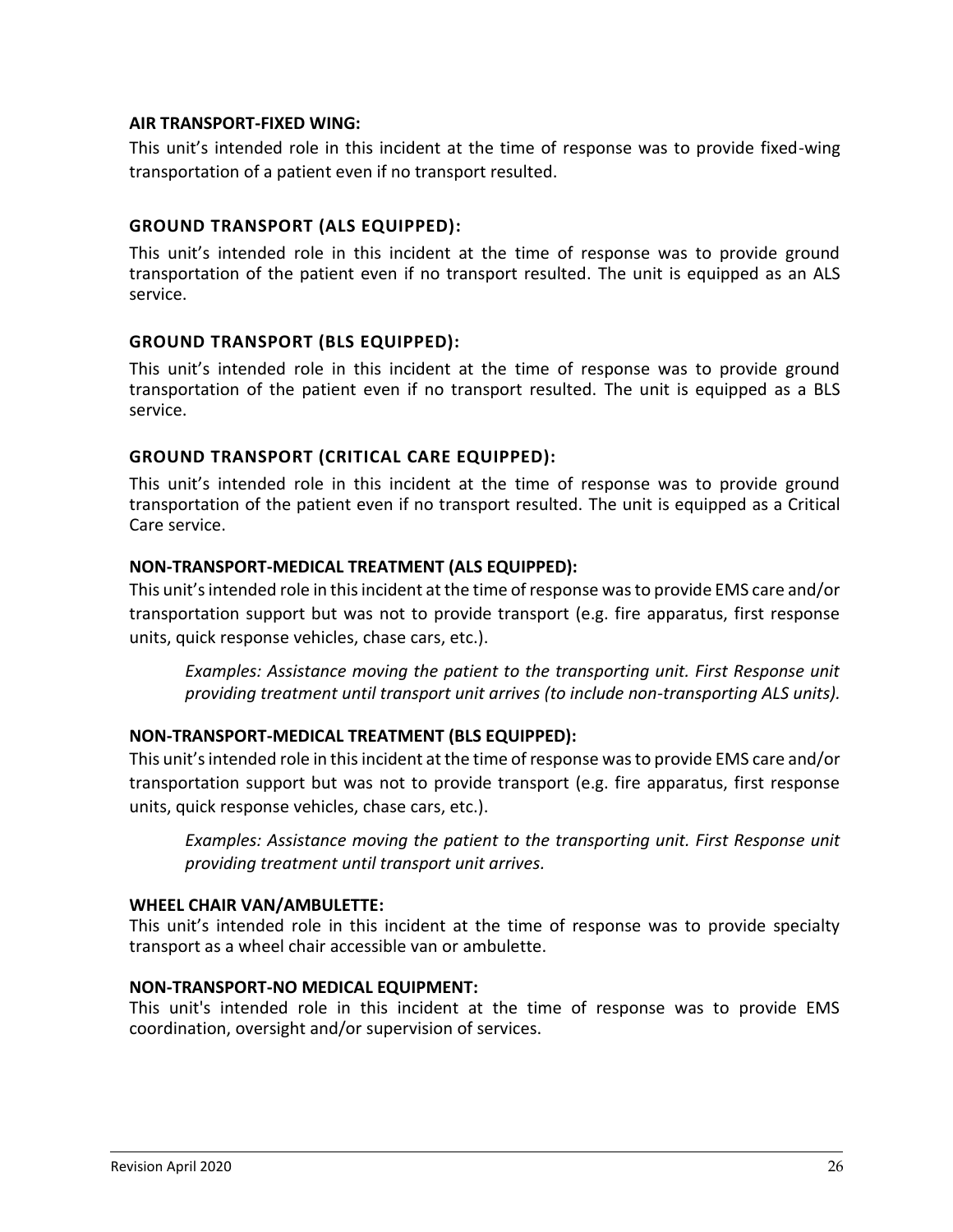**AIR TRANSPORT-FIXED WING:**

This unit's intended role in this incident at the time of response was to provide fixed-wing transportation of a patient even if no transport resulted.

**GROUND TRANSPORT (ALS EQUIPPED):**

This unit's intended role in this incident at the time of response was to provide ground transportation of the patient even if no transport resulted. The unit is equipped as an ALS service.

**GROUND TRANSPORT (BLS EQUIPPED):**

This unit's intended role in this incident at the time of response was to provide ground transportation of the patient even if no transport resulted. The unit is equipped as a BLS service.

**GROUND TRANSPORT (CRITICAL CARE EQUIPPED):**

This unit's intended role in this incident at the time of response was to provide ground transportation of the patient even if no transport resulted. The unit is equipped as a Critical Care service.

**NON-TRANSPORT-MEDICAL TREATMENT (ALS EQUIPPED):**

This unit's intended role in this incident at the time of response was to provide EMS care and/or transportation support but was not to provide transport (e.g. fire apparatus, first response units, quick response vehicles, chase cars, etc.).

> *Examples: Assistance moving the patient to the transporting unit. First Response unit providing treatment until transport unit arrives (to include non-transporting ALS units).*

**NON-TRANSPORT-MEDICAL TREATMENT (BLS EQUIPPED):**

This unit's intended role in this incident at the time of response was to provide EMS care and/or transportation support but was not to provide transport (e.g. fire apparatus, first response units, quick response vehicles, chase cars, etc.).

> *Examples: Assistance moving the patient to the transporting unit. First Response unit providing treatment until transport unit arrives.*

**WHEEL CHAIR VAN/AMBULETTE:**

This unit's intended role in this incident at the time of response was to provide specialty transport as a wheel chair accessible van or ambulette.

**NON-TRANSPORT-NO MEDICAL EQUIPMENT:**

This unit's intended role in this incident at the time of response was to provide EMS coordination, oversight and/or supervision of services.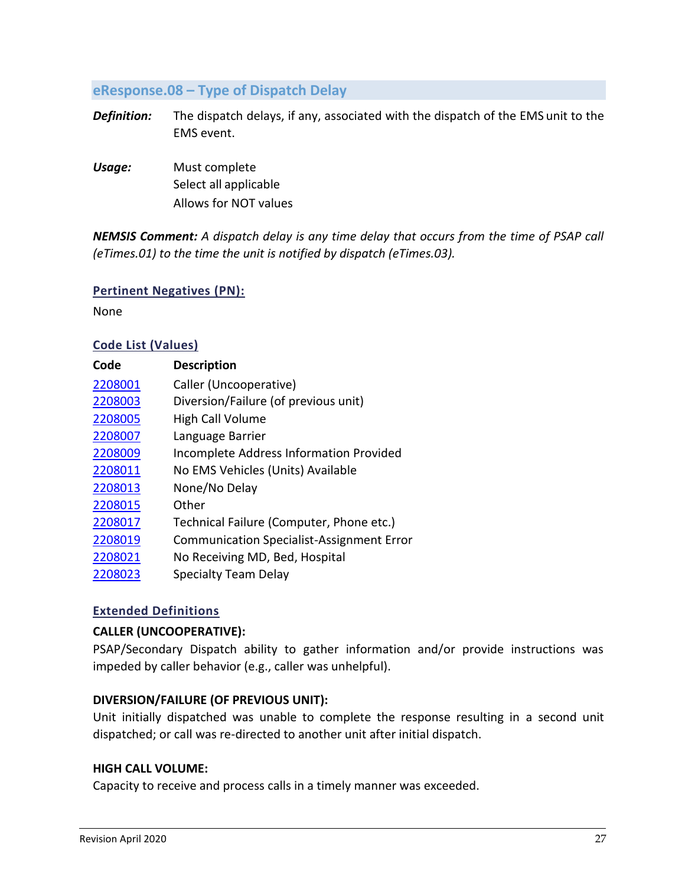## eResponse.08 – Type of Dispatch Delay

***Definition:*** The dispatch delays, if any, associated with the dispatch of the EMS unit to the EMS event.

***Usage:*** Must complete
Select all applicable
Allows for NOT values

***NEMSIS Comment:*** *A dispatch delay is any time delay that occurs from the time of PSAP call (eTimes.01) to the time the unit is notified by dispatch (eTimes.03).*

### Pertinent Negatives (PN):

None

### Code List (Values)

| Code | Description |
|---|---|
| 2208001 | Caller (Uncooperative) |
| 2208003 | Diversion/Failure (of previous unit) |
| 2208005 | High Call Volume |
| 2208007 | Language Barrier |
| 2208009 | Incomplete Address Information Provided |
| 2208011 | No EMS Vehicles (Units) Available |
| 2208013 | None/No Delay |
| 2208015 | Other |
| 2208017 | Technical Failure (Computer, Phone etc.) |
| 2208019 | Communication Specialist-Assignment Error |
| 2208021 | No Receiving MD, Bed, Hospital |
| 2208023 | Specialty Team Delay |

### Extended Definitions

**CALLER (UNCOOPERATIVE):**
PSAP/Secondary Dispatch ability to gather information and/or provide instructions was impeded by caller behavior (e.g., caller was unhelpful).

**DIVERSION/FAILURE (OF PREVIOUS UNIT):**
Unit initially dispatched was unable to complete the response resulting in a second unit dispatched; or call was re-directed to another unit after initial dispatch.

**HIGH CALL VOLUME:**
Capacity to receive and process calls in a timely manner was exceeded.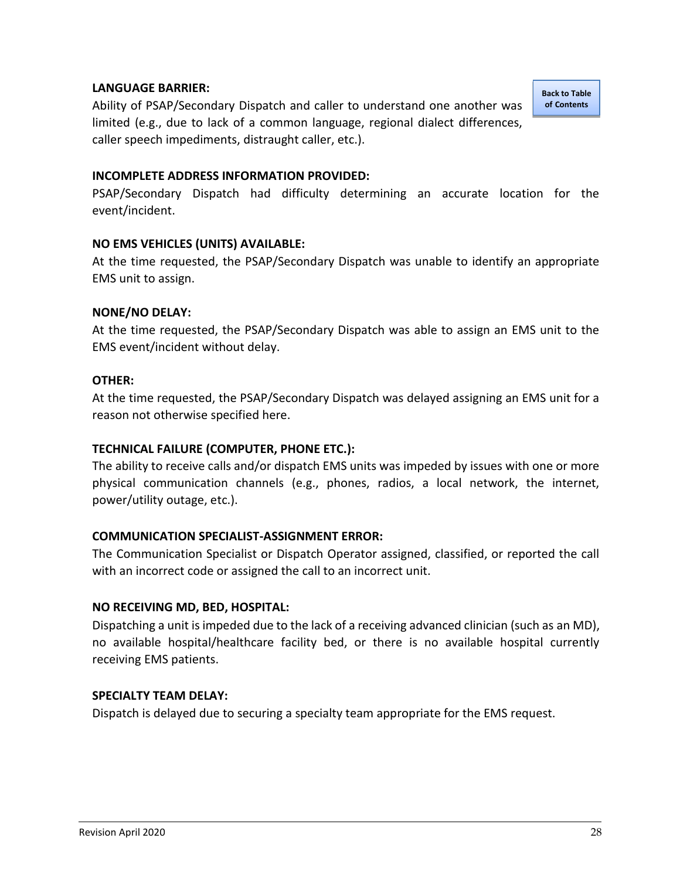**LANGUAGE BARRIER:**

Ability of PSAP/Secondary Dispatch and caller to understand one another was limited (e.g., due to lack of a common language, regional dialect differences, caller speech impediments, distraught caller, etc.).

**INCOMPLETE ADDRESS INFORMATION PROVIDED:**

PSAP/Secondary Dispatch had difficulty determining an accurate location for the event/incident.

**NO EMS VEHICLES (UNITS) AVAILABLE:**

At the time requested, the PSAP/Secondary Dispatch was unable to identify an appropriate EMS unit to assign.

**NONE/NO DELAY:**

At the time requested, the PSAP/Secondary Dispatch was able to assign an EMS unit to the EMS event/incident without delay.

**OTHER:**

At the time requested, the PSAP/Secondary Dispatch was delayed assigning an EMS unit for a reason not otherwise specified here.

**TECHNICAL FAILURE (COMPUTER, PHONE ETC.):**

The ability to receive calls and/or dispatch EMS units was impeded by issues with one or more physical communication channels (e.g., phones, radios, a local network, the internet, power/utility outage, etc.).

**COMMUNICATION SPECIALIST-ASSIGNMENT ERROR:**

The Communication Specialist or Dispatch Operator assigned, classified, or reported the call with an incorrect code or assigned the call to an incorrect unit.

**NO RECEIVING MD, BED, HOSPITAL:**

Dispatching a unit is impeded due to the lack of a receiving advanced clinician (such as an MD), no available hospital/healthcare facility bed, or there is no available hospital currently receiving EMS patients.

**SPECIALTY TEAM DELAY:**

Dispatch is delayed due to securing a specialty team appropriate for the EMS request.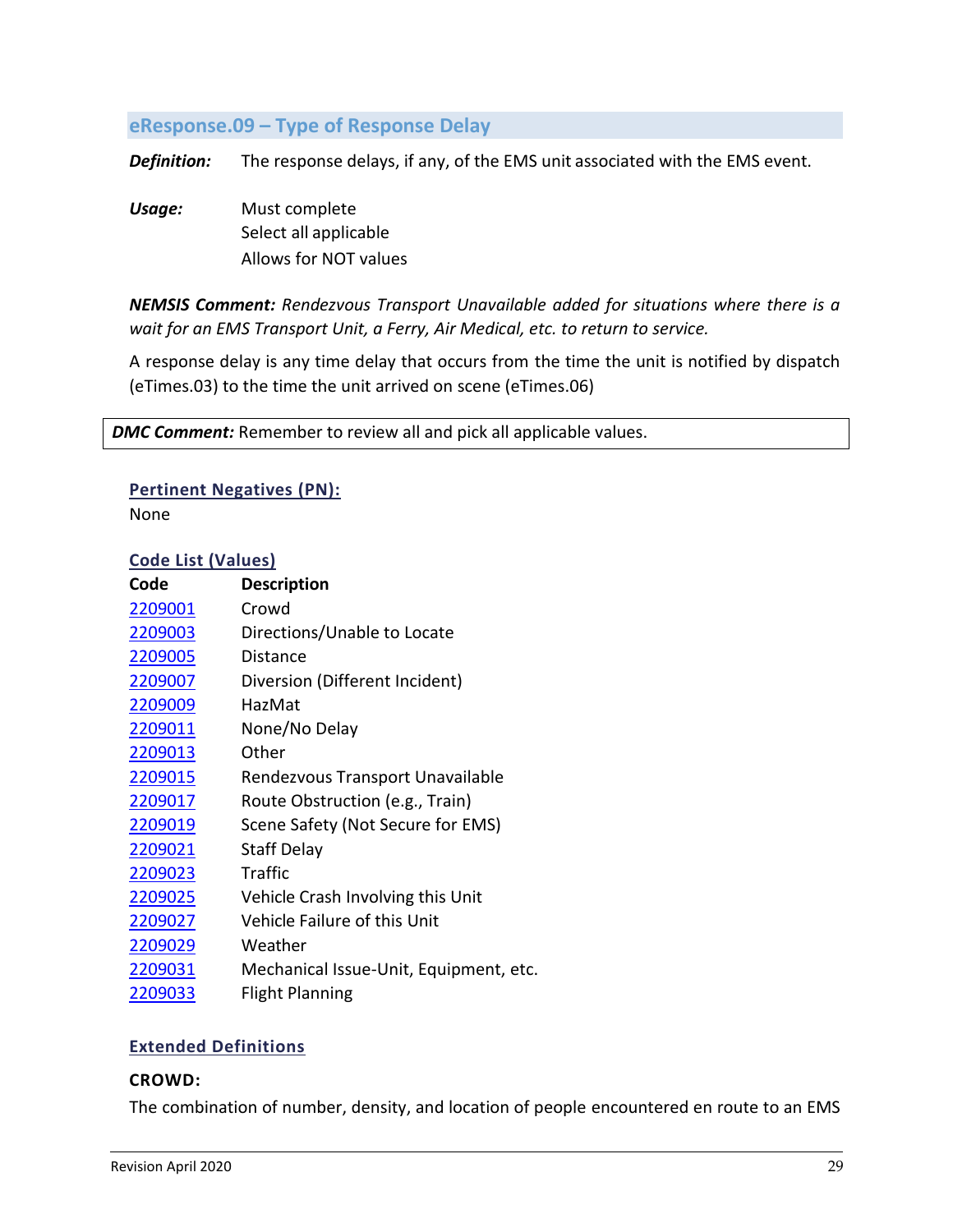## eResponse.09 – Type of Response Delay

***Definition:*** The response delays, if any, of the EMS unit associated with the EMS event.

***Usage:*** Must complete
Select all applicable
Allows for NOT values

***NEMSIS Comment:*** *Rendezvous Transport Unavailable added for situations where there is a wait for an EMS Transport Unit, a Ferry, Air Medical, etc. to return to service.*

A response delay is any time delay that occurs from the time the unit is notified by dispatch (eTimes.03) to the time the unit arrived on scene (eTimes.06)

***DMC Comment:*** Remember to review all and pick all applicable values.

### Pertinent Negatives (PN):

None

### Code List (Values)

| Code | Description |
| --- | --- |
| 2209001 | Crowd |
| 2209003 | Directions/Unable to Locate |
| 2209005 | Distance |
| 2209007 | Diversion (Different Incident) |
| 2209009 | HazMat |
| 2209011 | None/No Delay |
| 2209013 | Other |
| 2209015 | Rendezvous Transport Unavailable |
| 2209017 | Route Obstruction (e.g., Train) |
| 2209019 | Scene Safety (Not Secure for EMS) |
| 2209021 | Staff Delay |
| 2209023 | Traffic |
| 2209025 | Vehicle Crash Involving this Unit |
| 2209027 | Vehicle Failure of this Unit |
| 2209029 | Weather |
| 2209031 | Mechanical Issue-Unit, Equipment, etc. |
| 2209033 | Flight Planning |

### Extended Definitions

**CROWD:**

The combination of number, density, and location of people encountered en route to an EMS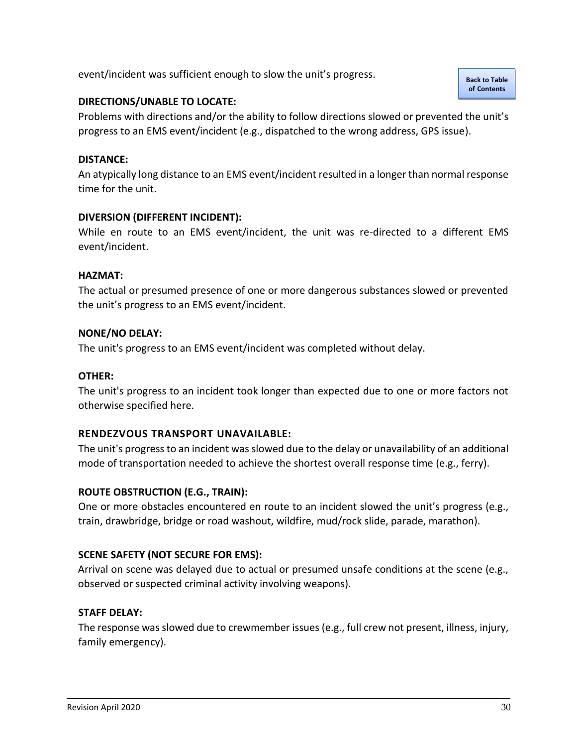event/incident was sufficient enough to slow the unit's progress.

**DIRECTIONS/UNABLE TO LOCATE:**

Problems with directions and/or the ability to follow directions slowed or prevented the unit's progress to an EMS event/incident (e.g., dispatched to the wrong address, GPS issue).

**DISTANCE:**

An atypically long distance to an EMS event/incident resulted in a longer than normal response time for the unit.

**DIVERSION (DIFFERENT INCIDENT):**

While en route to an EMS event/incident, the unit was re-directed to a different EMS event/incident.

**HAZMAT:**

The actual or presumed presence of one or more dangerous substances slowed or prevented the unit's progress to an EMS event/incident.

**NONE/NO DELAY:**

The unit's progress to an EMS event/incident was completed without delay.

**OTHER:**

The unit's progress to an incident took longer than expected due to one or more factors not otherwise specified here.

**RENDEZVOUS TRANSPORT UNAVAILABLE:**

The unit's progress to an incident was slowed due to the delay or unavailability of an additional mode of transportation needed to achieve the shortest overall response time (e.g., ferry).

**ROUTE OBSTRUCTION (E.G., TRAIN):**

One or more obstacles encountered en route to an incident slowed the unit's progress (e.g., train, drawbridge, bridge or road washout, wildfire, mud/rock slide, parade, marathon).

**SCENE SAFETY (NOT SECURE FOR EMS):**

Arrival on scene was delayed due to actual or presumed unsafe conditions at the scene (e.g., observed or suspected criminal activity involving weapons).

**STAFF DELAY:**

The response was slowed due to crewmember issues (e.g., full crew not present, illness, injury, family emergency).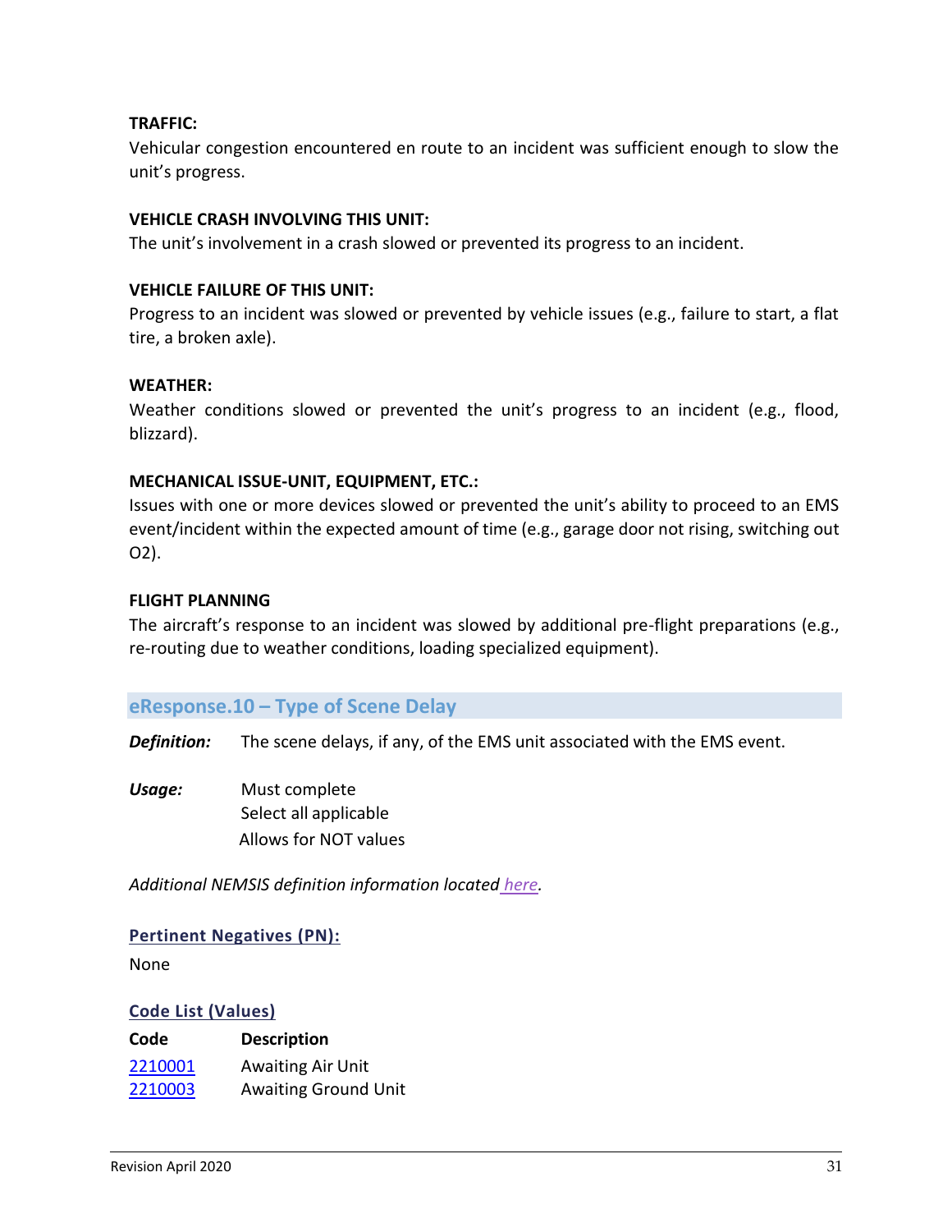**TRAFFIC:**
Vehicular congestion encountered en route to an incident was sufficient enough to slow the unit's progress.

**VEHICLE CRASH INVOLVING THIS UNIT:**
The unit's involvement in a crash slowed or prevented its progress to an incident.

**VEHICLE FAILURE OF THIS UNIT:**
Progress to an incident was slowed or prevented by vehicle issues (e.g., failure to start, a flat tire, a broken axle).

**WEATHER:**
Weather conditions slowed or prevented the unit's progress to an incident (e.g., flood, blizzard).

**MECHANICAL ISSUE-UNIT, EQUIPMENT, ETC.:**
Issues with one or more devices slowed or prevented the unit's ability to proceed to an EMS event/incident within the expected amount of time (e.g., garage door not rising, switching out O2).

**FLIGHT PLANNING**
The aircraft's response to an incident was slowed by additional pre-flight preparations (e.g., re-routing due to weather conditions, loading specialized equipment).

## eResponse.10 – Type of Scene Delay

***Definition:*** The scene delays, if any, of the EMS unit associated with the EMS event.

***Usage:*** Must complete
Select all applicable
Allows for NOT values

*Additional NEMSIS definition information located here.*

### Pertinent Negatives (PN):

None

### Code List (Values)

| Code | Description |
|---|---|
| 2210001 | Awaiting Air Unit |
| 2210003 | Awaiting Ground Unit |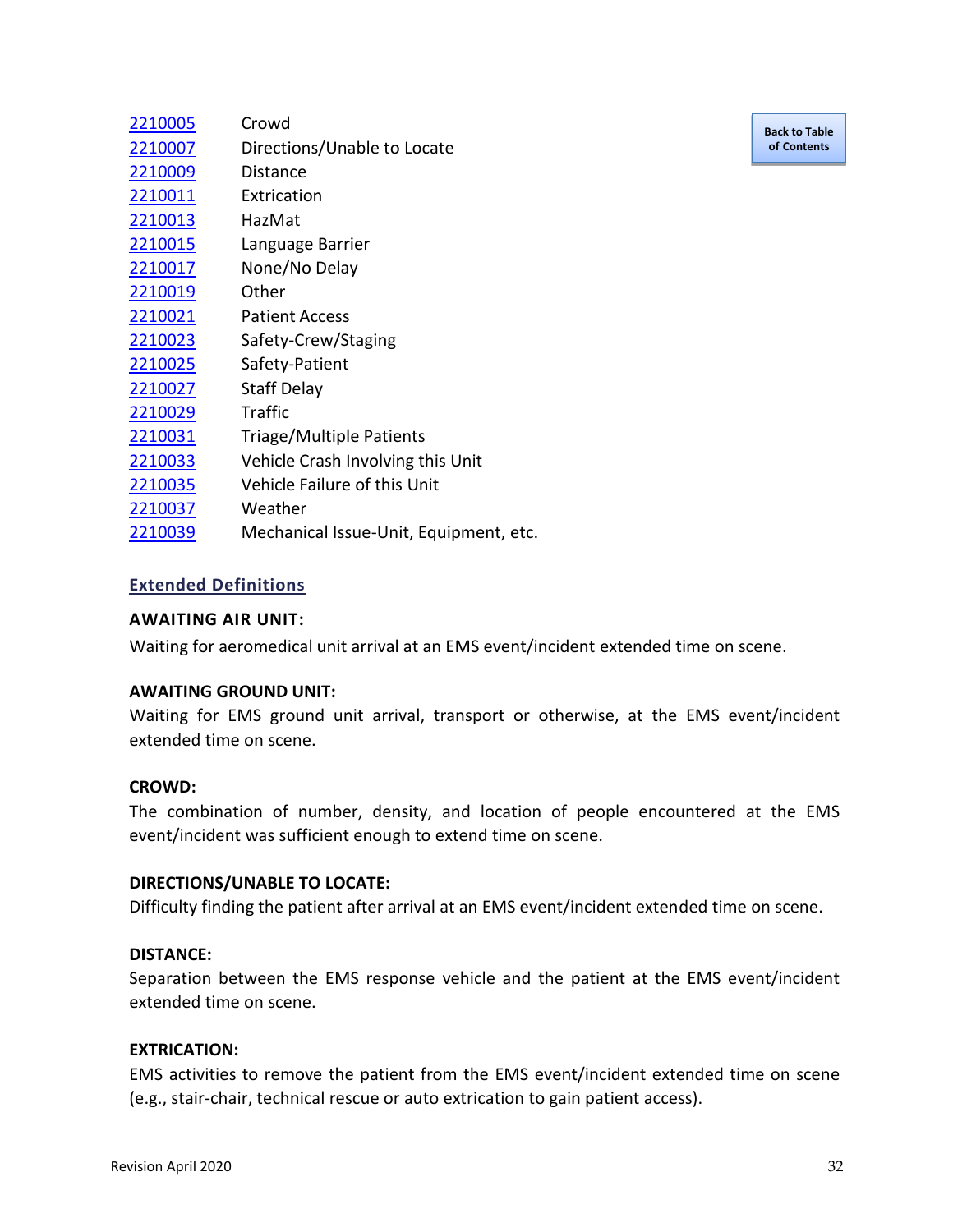| Code | Description |
|---|---|
| 2210005 | Crowd |
| 2210007 | Directions/Unable to Locate |
| 2210009 | Distance |
| 2210011 | Extrication |
| 2210013 | HazMat |
| 2210015 | Language Barrier |
| 2210017 | None/No Delay |
| 2210019 | Other |
| 2210021 | Patient Access |
| 2210023 | Safety-Crew/Staging |
| 2210025 | Safety-Patient |
| 2210027 | Staff Delay |
| 2210029 | Traffic |
| 2210031 | Triage/Multiple Patients |
| 2210033 | Vehicle Crash Involving this Unit |
| 2210035 | Vehicle Failure of this Unit |
| 2210037 | Weather |
| 2210039 | Mechanical Issue-Unit, Equipment, etc. |

Back to Table of Contents

## Extended Definitions

**AWAITING AIR UNIT:**
Waiting for aeromedical unit arrival at an EMS event/incident extended time on scene.

**AWAITING GROUND UNIT:**
Waiting for EMS ground unit arrival, transport or otherwise, at the EMS event/incident extended time on scene.

**CROWD:**
The combination of number, density, and location of people encountered at the EMS event/incident was sufficient enough to extend time on scene.

**DIRECTIONS/UNABLE TO LOCATE:**
Difficulty finding the patient after arrival at an EMS event/incident extended time on scene.

**DISTANCE:**
Separation between the EMS response vehicle and the patient at the EMS event/incident extended time on scene.

**EXTRICATION:**
EMS activities to remove the patient from the EMS event/incident extended time on scene (e.g., stair-chair, technical rescue or auto extrication to gain patient access).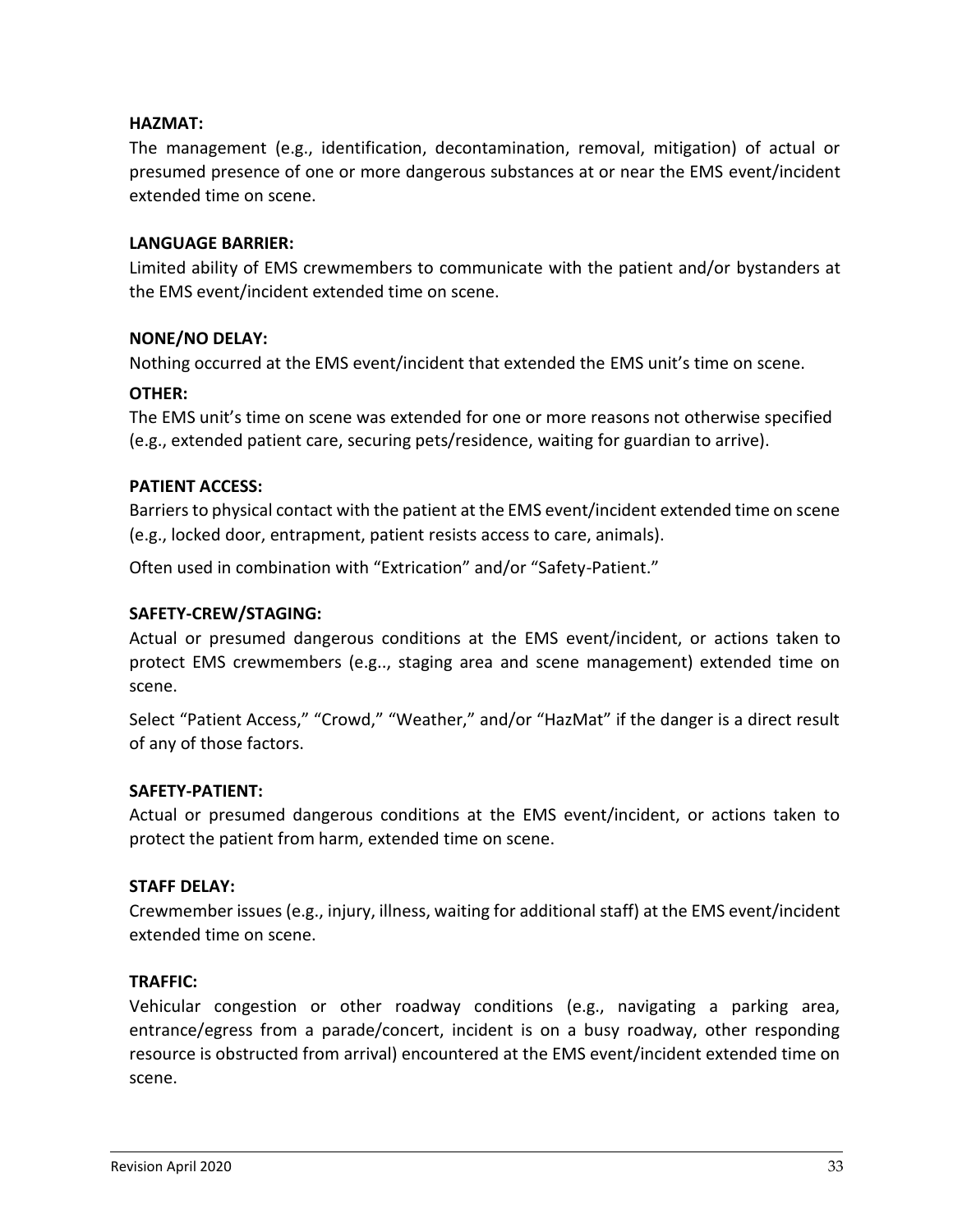**HAZMAT:**

The management (e.g., identification, decontamination, removal, mitigation) of actual or presumed presence of one or more dangerous substances at or near the EMS event/incident extended time on scene.

**LANGUAGE BARRIER:**

Limited ability of EMS crewmembers to communicate with the patient and/or bystanders at the EMS event/incident extended time on scene.

**NONE/NO DELAY:**

Nothing occurred at the EMS event/incident that extended the EMS unit's time on scene.

**OTHER:**

The EMS unit's time on scene was extended for one or more reasons not otherwise specified (e.g., extended patient care, securing pets/residence, waiting for guardian to arrive).

**PATIENT ACCESS:**

Barriers to physical contact with the patient at the EMS event/incident extended time on scene (e.g., locked door, entrapment, patient resists access to care, animals).

Often used in combination with "Extrication" and/or "Safety-Patient."

**SAFETY-CREW/STAGING:**

Actual or presumed dangerous conditions at the EMS event/incident, or actions taken to protect EMS crewmembers (e.g.., staging area and scene management) extended time on scene.

Select "Patient Access," "Crowd," "Weather," and/or "HazMat" if the danger is a direct result of any of those factors.

**SAFETY-PATIENT:**

Actual or presumed dangerous conditions at the EMS event/incident, or actions taken to protect the patient from harm, extended time on scene.

**STAFF DELAY:**

Crewmember issues (e.g., injury, illness, waiting for additional staff) at the EMS event/incident extended time on scene.

**TRAFFIC:**

Vehicular congestion or other roadway conditions (e.g., navigating a parking area, entrance/egress from a parade/concert, incident is on a busy roadway, other responding resource is obstructed from arrival) encountered at the EMS event/incident extended time on scene.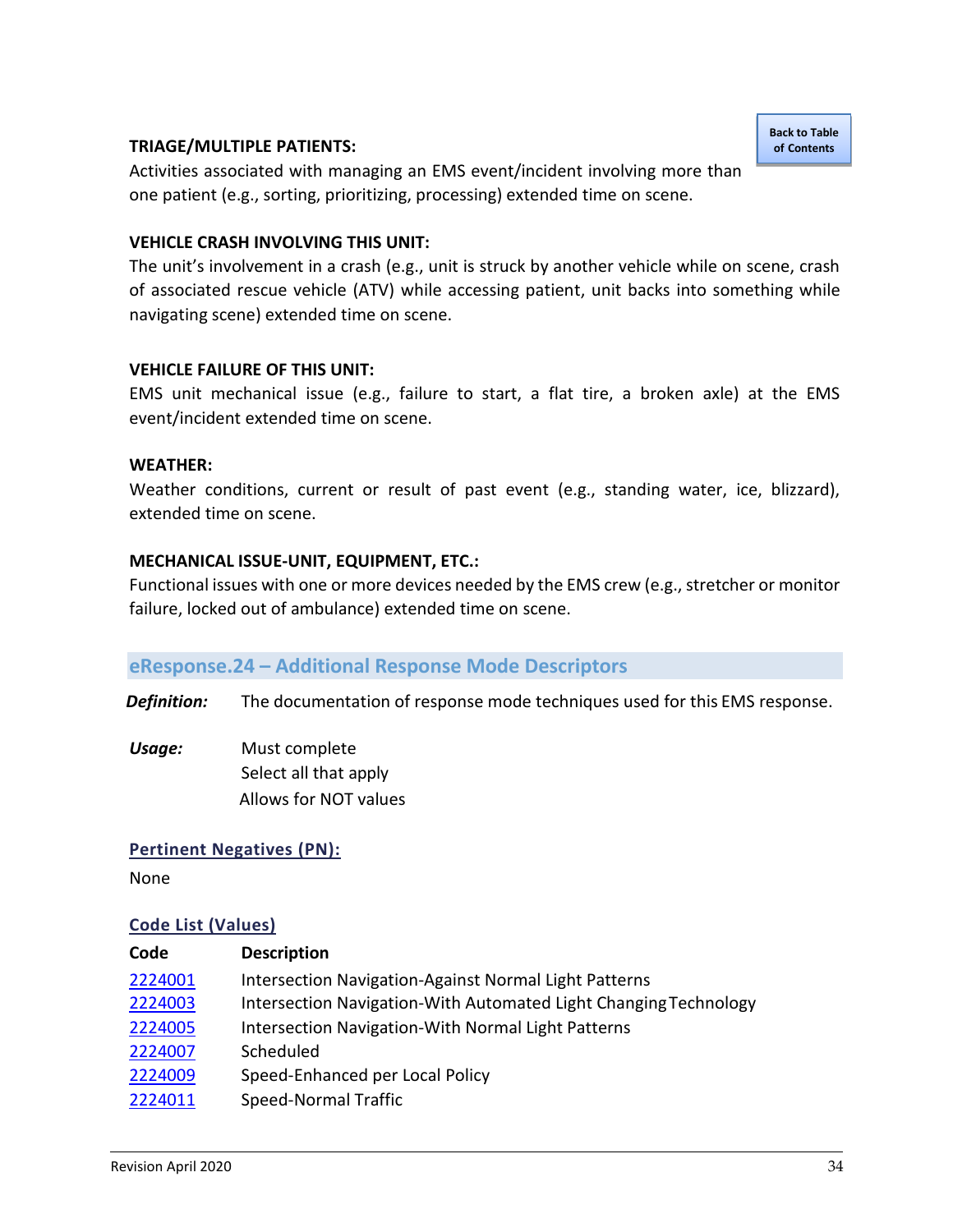**TRIAGE/MULTIPLE PATIENTS:**

Activities associated with managing an EMS event/incident involving more than one patient (e.g., sorting, prioritizing, processing) extended time on scene.

**VEHICLE CRASH INVOLVING THIS UNIT:**

The unit's involvement in a crash (e.g., unit is struck by another vehicle while on scene, crash of associated rescue vehicle (ATV) while accessing patient, unit backs into something while navigating scene) extended time on scene.

**VEHICLE FAILURE OF THIS UNIT:**

EMS unit mechanical issue (e.g., failure to start, a flat tire, a broken axle) at the EMS event/incident extended time on scene.

**WEATHER:**

Weather conditions, current or result of past event (e.g., standing water, ice, blizzard), extended time on scene.

**MECHANICAL ISSUE-UNIT, EQUIPMENT, ETC.:**

Functional issues with one or more devices needed by the EMS crew (e.g., stretcher or monitor failure, locked out of ambulance) extended time on scene.

## eResponse.24 – Additional Response Mode Descriptors

***Definition:*** The documentation of response mode techniques used for this EMS response.

***Usage:*** Must complete
Select all that apply
Allows for NOT values

**Pertinent Negatives (PN):**

None

**Code List (Values)**

| Code | Description |
|---|---|
| 2224001 | Intersection Navigation-Against Normal Light Patterns |
| 2224003 | Intersection Navigation-With Automated Light Changing Technology |
| 2224005 | Intersection Navigation-With Normal Light Patterns |
| 2224007 | Scheduled |
| 2224009 | Speed-Enhanced per Local Policy |
| 2224011 | Speed-Normal Traffic |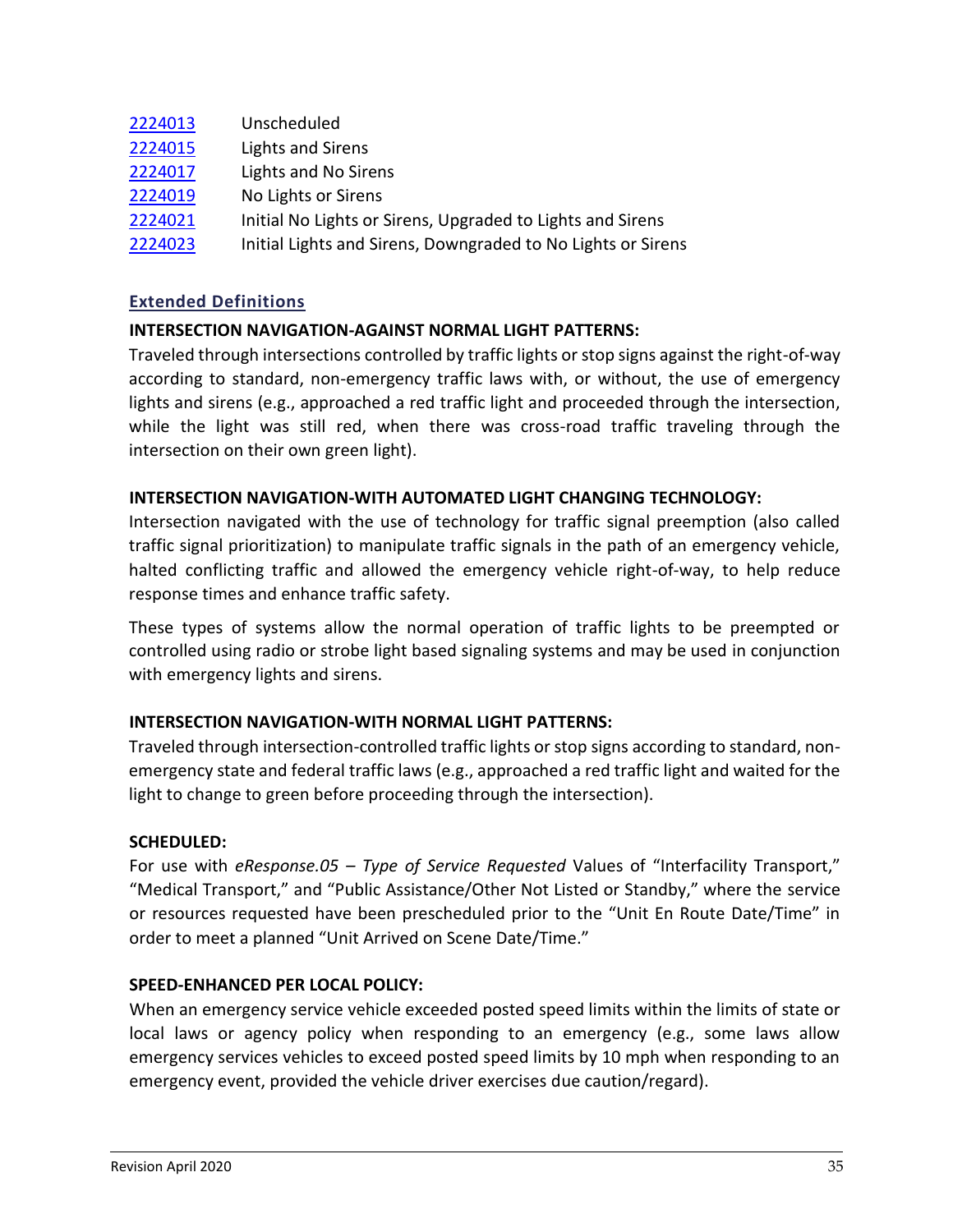| | |
|---|---|
| [2224013]() | Unscheduled |
| [2224015]() | Lights and Sirens |
| [2224017]() | Lights and No Sirens |
| [2224019]() | No Lights or Sirens |
| [2224021]() | Initial No Lights or Sirens, Upgraded to Lights and Sirens |
| [2224023]() | Initial Lights and Sirens, Downgraded to No Lights or Sirens |

### Extended Definitions

**INTERSECTION NAVIGATION-AGAINST NORMAL LIGHT PATTERNS:**

Traveled through intersections controlled by traffic lights or stop signs against the right-of-way according to standard, non-emergency traffic laws with, or without, the use of emergency lights and sirens (e.g., approached a red traffic light and proceeded through the intersection, while the light was still red, when there was cross-road traffic traveling through the intersection on their own green light).

**INTERSECTION NAVIGATION-WITH AUTOMATED LIGHT CHANGING TECHNOLOGY:**

Intersection navigated with the use of technology for traffic signal preemption (also called traffic signal prioritization) to manipulate traffic signals in the path of an emergency vehicle, halted conflicting traffic and allowed the emergency vehicle right-of-way, to help reduce response times and enhance traffic safety.

These types of systems allow the normal operation of traffic lights to be preempted or controlled using radio or strobe light based signaling systems and may be used in conjunction with emergency lights and sirens.

**INTERSECTION NAVIGATION-WITH NORMAL LIGHT PATTERNS:**

Traveled through intersection-controlled traffic lights or stop signs according to standard, non-emergency state and federal traffic laws (e.g., approached a red traffic light and waited for the light to change to green before proceeding through the intersection).

**SCHEDULED:**

For use with *eResponse.05 – Type of Service Requested* Values of "Interfacility Transport," "Medical Transport," and "Public Assistance/Other Not Listed or Standby," where the service or resources requested have been prescheduled prior to the "Unit En Route Date/Time" in order to meet a planned "Unit Arrived on Scene Date/Time."

**SPEED-ENHANCED PER LOCAL POLICY:**

When an emergency service vehicle exceeded posted speed limits within the limits of state or local laws or agency policy when responding to an emergency (e.g., some laws allow emergency services vehicles to exceed posted speed limits by 10 mph when responding to an emergency event, provided the vehicle driver exercises due caution/regard).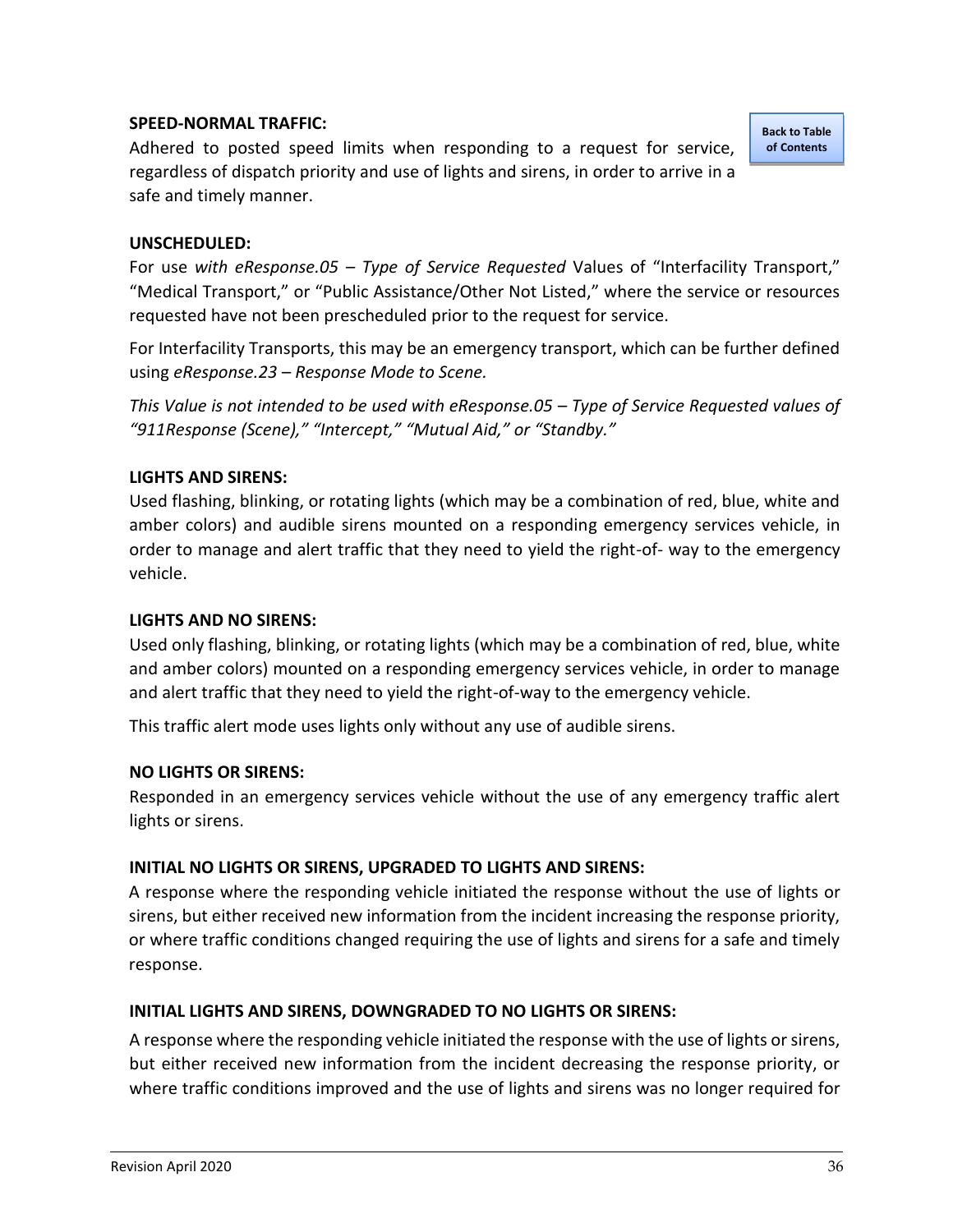**SPEED-NORMAL TRAFFIC:**

Adhered to posted speed limits when responding to a request for service, regardless of dispatch priority and use of lights and sirens, in order to arrive in a safe and timely manner.

**UNSCHEDULED:**

For use *with eResponse.05 – Type of Service Requested* Values of "Interfacility Transport," "Medical Transport," or "Public Assistance/Other Not Listed," where the service or resources requested have not been prescheduled prior to the request for service.

For Interfacility Transports, this may be an emergency transport, which can be further defined using *eResponse.23 – Response Mode to Scene.*

*This Value is not intended to be used with eResponse.05 – Type of Service Requested values of "911Response (Scene)," "Intercept," "Mutual Aid," or "Standby."*

**LIGHTS AND SIRENS:**

Used flashing, blinking, or rotating lights (which may be a combination of red, blue, white and amber colors) and audible sirens mounted on a responding emergency services vehicle, in order to manage and alert traffic that they need to yield the right-of- way to the emergency vehicle.

**LIGHTS AND NO SIRENS:**

Used only flashing, blinking, or rotating lights (which may be a combination of red, blue, white and amber colors) mounted on a responding emergency services vehicle, in order to manage and alert traffic that they need to yield the right-of-way to the emergency vehicle.

This traffic alert mode uses lights only without any use of audible sirens.

**NO LIGHTS OR SIRENS:**

Responded in an emergency services vehicle without the use of any emergency traffic alert lights or sirens.

**INITIAL NO LIGHTS OR SIRENS, UPGRADED TO LIGHTS AND SIRENS:**

A response where the responding vehicle initiated the response without the use of lights or sirens, but either received new information from the incident increasing the response priority, or where traffic conditions changed requiring the use of lights and sirens for a safe and timely response.

**INITIAL LIGHTS AND SIRENS, DOWNGRADED TO NO LIGHTS OR SIRENS:**

A response where the responding vehicle initiated the response with the use of lights or sirens, but either received new information from the incident decreasing the response priority, or where traffic conditions improved and the use of lights and sirens was no longer required for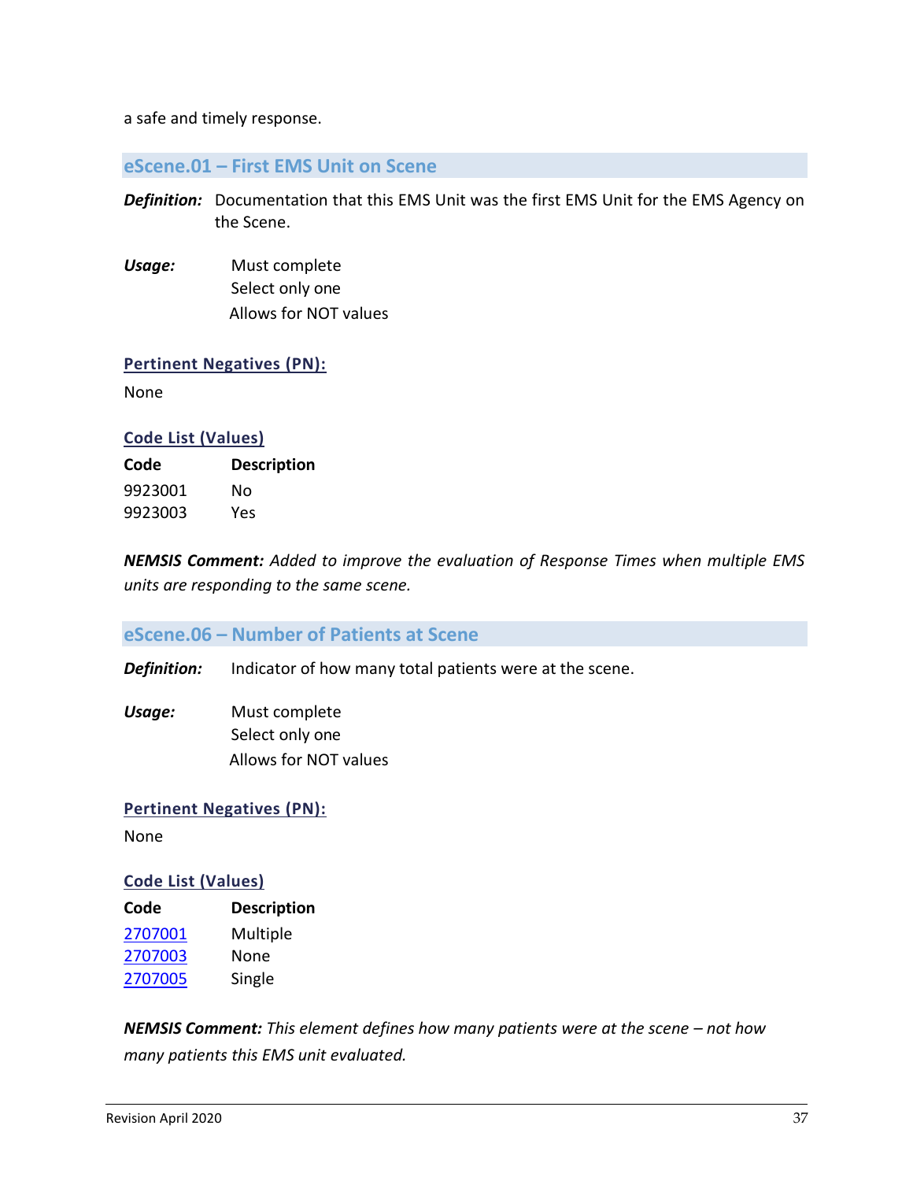a safe and timely response.

## eScene.01 – First EMS Unit on Scene

***Definition:*** Documentation that this EMS Unit was the first EMS Unit for the EMS Agency on the Scene.

***Usage:***
Must complete
Select only one
Allows for NOT values

### Pertinent Negatives (PN):

None

### Code List (Values)

| Code | Description |
|---|---|
| 9923001 | No |
| 9923003 | Yes |

***NEMSIS Comment:*** *Added to improve the evaluation of Response Times when multiple EMS units are responding to the same scene.*

## eScene.06 – Number of Patients at Scene

***Definition:*** Indicator of how many total patients were at the scene.

***Usage:***
Must complete
Select only one
Allows for NOT values

### Pertinent Negatives (PN):

None

### Code List (Values)

| Code | Description |
|---|---|
| 2707001 | Multiple |
| 2707003 | None |
| 2707005 | Single |

***NEMSIS Comment:*** *This element defines how many patients were at the scene – not how many patients this EMS unit evaluated.*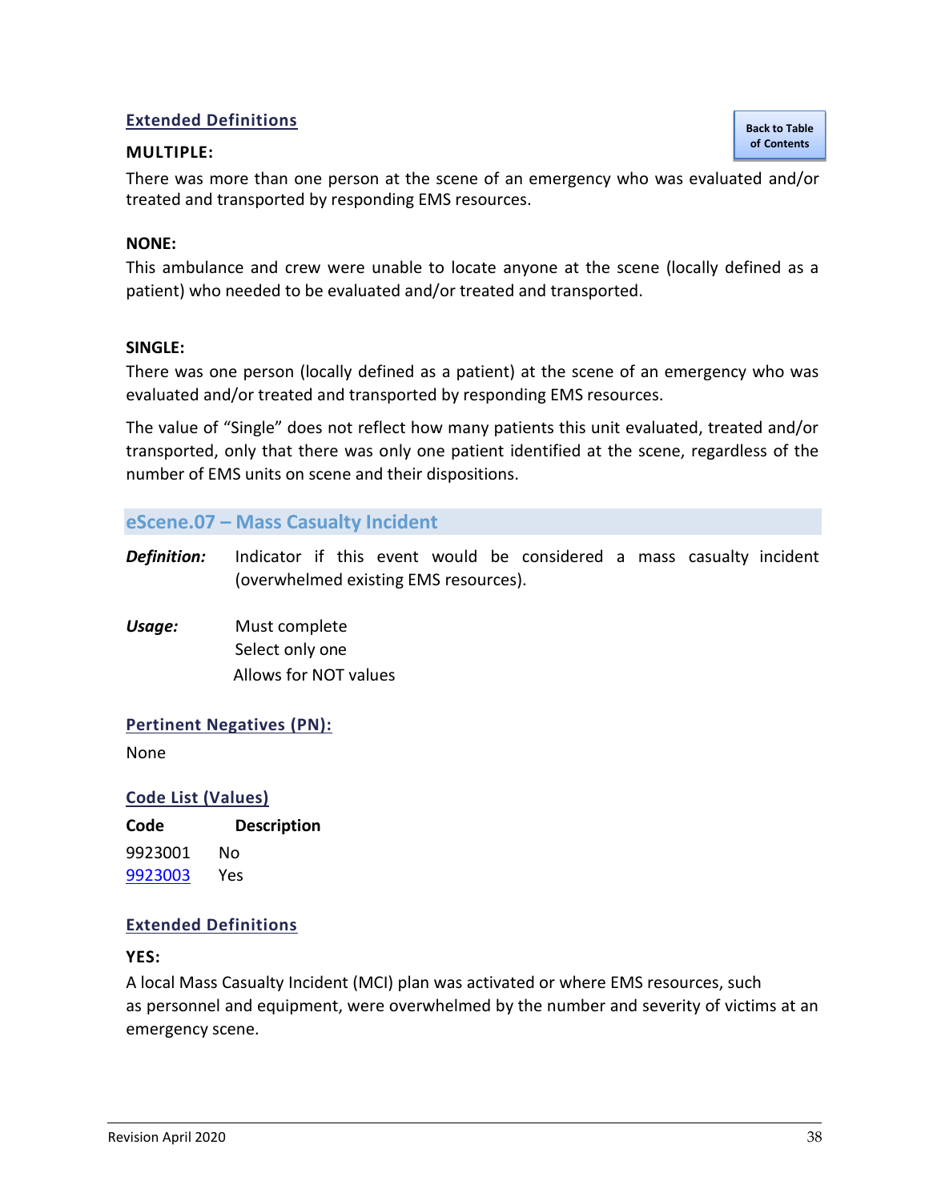### Extended Definitions

**MULTIPLE:**

There was more than one person at the scene of an emergency who was evaluated and/or treated and transported by responding EMS resources.

**NONE:**

This ambulance and crew were unable to locate anyone at the scene (locally defined as a patient) who needed to be evaluated and/or treated and transported.

**SINGLE:**

There was one person (locally defined as a patient) at the scene of an emergency who was evaluated and/or treated and transported by responding EMS resources.

The value of "Single" does not reflect how many patients this unit evaluated, treated and/or transported, only that there was only one patient identified at the scene, regardless of the number of EMS units on scene and their dispositions.

## eScene.07 – Mass Casualty Incident

***Definition:*** Indicator if this event would be considered a mass casualty incident (overwhelmed existing EMS resources).

***Usage:*** Must complete
Select only one
Allows for NOT values

### Pertinent Negatives (PN):

None

### Code List (Values)

| Code | Description |
|---|---|
| 9923001 | No |
| 9923003 | Yes |

### Extended Definitions

**YES:**

A local Mass Casualty Incident (MCI) plan was activated or where EMS resources, such as personnel and equipment, were overwhelmed by the number and severity of victims at an emergency scene.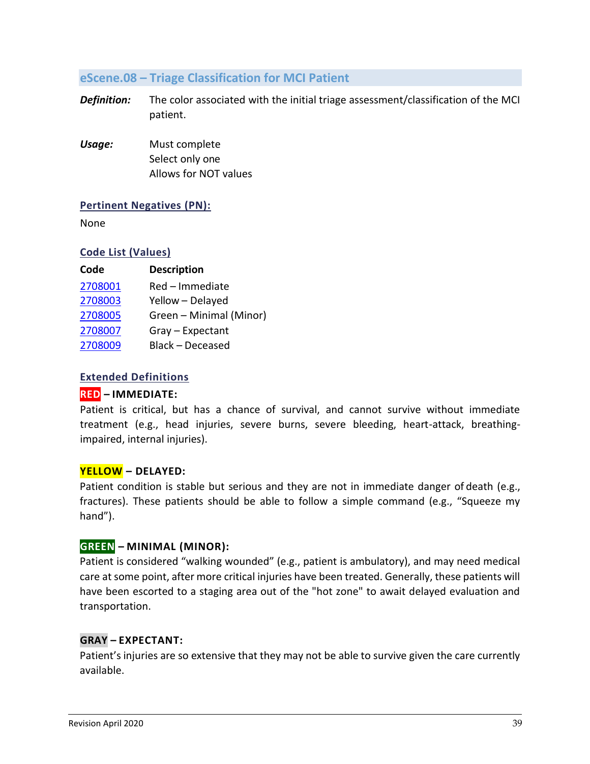## eScene.08 – Triage Classification for MCI Patient

***Definition:*** The color associated with the initial triage assessment/classification of the MCI patient.

***Usage:*** Must complete
Select only one
Allows for NOT values

### Pertinent Negatives (PN):

None

### Code List (Values)

| Code | Description |
|---|---|
| 2708001 | Red – Immediate |
| 2708003 | Yellow – Delayed |
| 2708005 | Green – Minimal (Minor) |
| 2708007 | Gray – Expectant |
| 2708009 | Black – Deceased |

### Extended Definitions

**RED – IMMEDIATE:**
Patient is critical, but has a chance of survival, and cannot survive without immediate treatment (e.g., head injuries, severe burns, severe bleeding, heart-attack, breathing-impaired, internal injuries).

**YELLOW – DELAYED:**
Patient condition is stable but serious and they are not in immediate danger of death (e.g., fractures). These patients should be able to follow a simple command (e.g., "Squeeze my hand").

**GREEN – MINIMAL (MINOR):**
Patient is considered "walking wounded" (e.g., patient is ambulatory), and may need medical care at some point, after more critical injuries have been treated. Generally, these patients will have been escorted to a staging area out of the "hot zone" to await delayed evaluation and transportation.

**GRAY – EXPECTANT:**
Patient's injuries are so extensive that they may not be able to survive given the care currently available.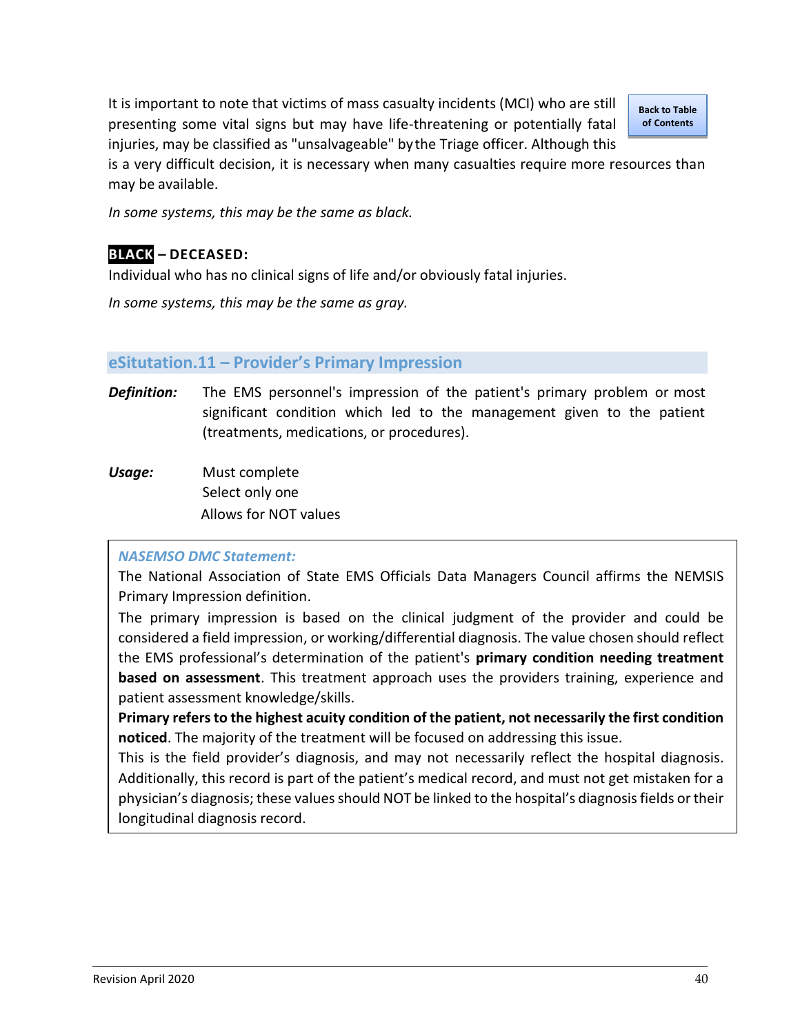It is important to note that victims of mass casualty incidents (MCI) who are still presenting some vital signs but may have life-threatening or potentially fatal injuries, may be classified as "unsalvageable" by the Triage officer. Although this is a very difficult decision, it is necessary when many casualties require more resources than may be available.

*In some systems, this may be the same as black.*

**BLACK – DECEASED:**

Individual who has no clinical signs of life and/or obviously fatal injuries.

*In some systems, this may be the same as gray.*

## eSitutation.11 – Provider's Primary Impression

***Definition:*** The EMS personnel's impression of the patient's primary problem or most significant condition which led to the management given to the patient (treatments, medications, or procedures).

***Usage:***
Must complete
Select only one
Allows for NOT values

> ***NASEMSO DMC Statement:***
>
> The National Association of State EMS Officials Data Managers Council affirms the NEMSIS Primary Impression definition.
>
> The primary impression is based on the clinical judgment of the provider and could be considered a field impression, or working/differential diagnosis. The value chosen should reflect the EMS professional's determination of the patient's **primary condition needing treatment based on assessment**. This treatment approach uses the providers training, experience and patient assessment knowledge/skills.
>
> **Primary refers to the highest acuity condition of the patient, not necessarily the first condition noticed**. The majority of the treatment will be focused on addressing this issue.
>
> This is the field provider's diagnosis, and may not necessarily reflect the hospital diagnosis. Additionally, this record is part of the patient's medical record, and must not get mistaken for a physician's diagnosis; these values should NOT be linked to the hospital's diagnosis fields or their longitudinal diagnosis record.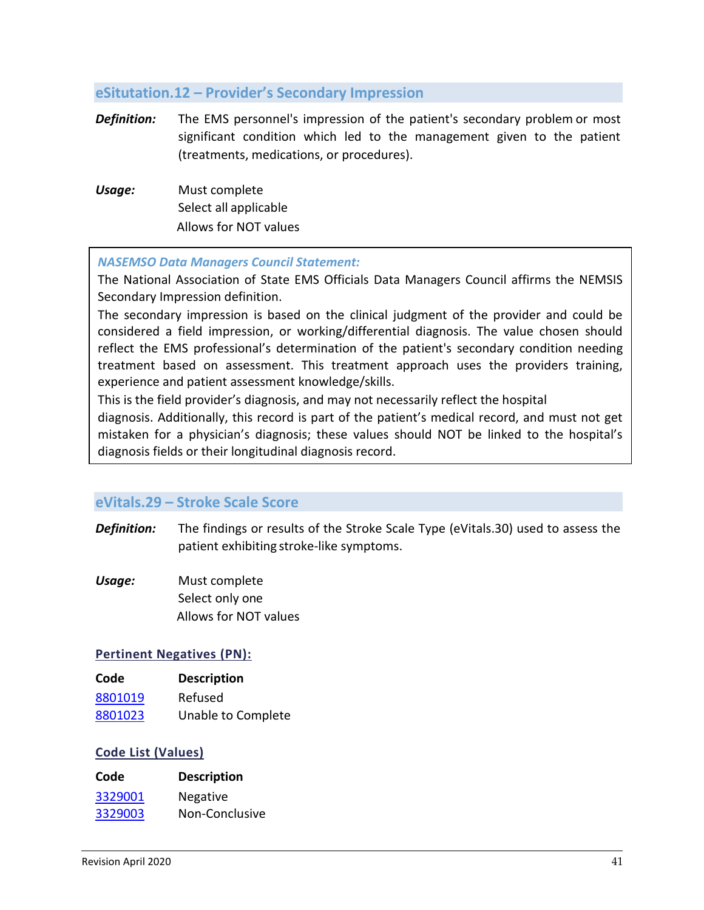## eSitutation.12 – Provider's Secondary Impression

**Definition:** The EMS personnel's impression of the patient's secondary problem or most significant condition which led to the management given to the patient (treatments, medications, or procedures).

**Usage:** Must complete
Select all applicable
Allows for NOT values

> ***NASEMSO Data Managers Council Statement:***
> The National Association of State EMS Officials Data Managers Council affirms the NEMSIS Secondary Impression definition.
> The secondary impression is based on the clinical judgment of the provider and could be considered a field impression, or working/differential diagnosis. The value chosen should reflect the EMS professional's determination of the patient's secondary condition needing treatment based on assessment. This treatment approach uses the providers training, experience and patient assessment knowledge/skills.
> This is the field provider's diagnosis, and may not necessarily reflect the hospital diagnosis. Additionally, this record is part of the patient's medical record, and must not get mistaken for a physician's diagnosis; these values should NOT be linked to the hospital's diagnosis fields or their longitudinal diagnosis record.

## eVitals.29 – Stroke Scale Score

**Definition:** The findings or results of the Stroke Scale Type (eVitals.30) used to assess the patient exhibiting stroke-like symptoms.

**Usage:** Must complete
Select only one
Allows for NOT values

### Pertinent Negatives (PN):

| Code | Description |
|---|---|
| 8801019 | Refused |
| 8801023 | Unable to Complete |

### Code List (Values)

| Code | Description |
|---|---|
| 3329001 | Negative |
| 3329003 | Non-Conclusive |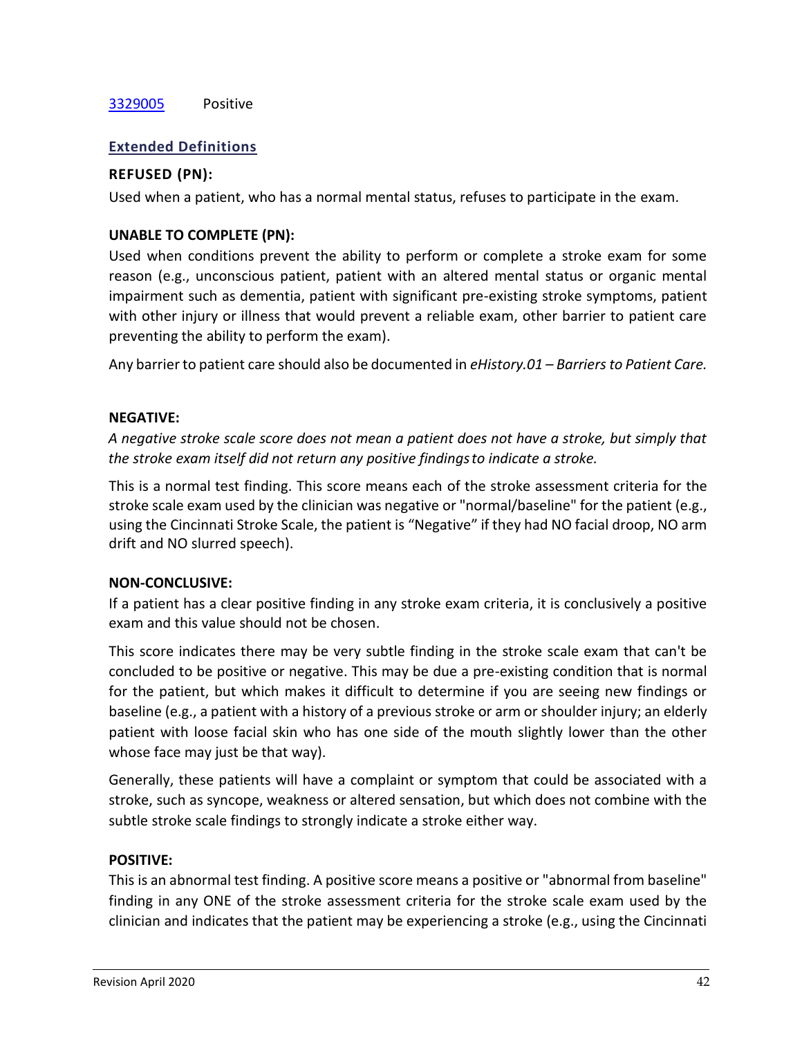[3329005](3329005) Positive

## Extended Definitions

### REFUSED (PN):

Used when a patient, who has a normal mental status, refuses to participate in the exam.

### UNABLE TO COMPLETE (PN):

Used when conditions prevent the ability to perform or complete a stroke exam for some reason (e.g., unconscious patient, patient with an altered mental status or organic mental impairment such as dementia, patient with significant pre-existing stroke symptoms, patient with other injury or illness that would prevent a reliable exam, other barrier to patient care preventing the ability to perform the exam).

Any barrier to patient care should also be documented in *eHistory.01 – Barriers to Patient Care.*

### NEGATIVE:

*A negative stroke scale score does not mean a patient does not have a stroke, but simply that the stroke exam itself did not return any positive findings to indicate a stroke.*

This is a normal test finding. This score means each of the stroke assessment criteria for the stroke scale exam used by the clinician was negative or "normal/baseline" for the patient (e.g., using the Cincinnati Stroke Scale, the patient is "Negative" if they had NO facial droop, NO arm drift and NO slurred speech).

### NON-CONCLUSIVE:

If a patient has a clear positive finding in any stroke exam criteria, it is conclusively a positive exam and this value should not be chosen.

This score indicates there may be very subtle finding in the stroke scale exam that can't be concluded to be positive or negative. This may be due a pre-existing condition that is normal for the patient, but which makes it difficult to determine if you are seeing new findings or baseline (e.g., a patient with a history of a previous stroke or arm or shoulder injury; an elderly patient with loose facial skin who has one side of the mouth slightly lower than the other whose face may just be that way).

Generally, these patients will have a complaint or symptom that could be associated with a stroke, such as syncope, weakness or altered sensation, but which does not combine with the subtle stroke scale findings to strongly indicate a stroke either way.

### POSITIVE:

This is an abnormal test finding. A positive score means a positive or "abnormal from baseline" finding in any ONE of the stroke assessment criteria for the stroke scale exam used by the clinician and indicates that the patient may be experiencing a stroke (e.g., using the Cincinnati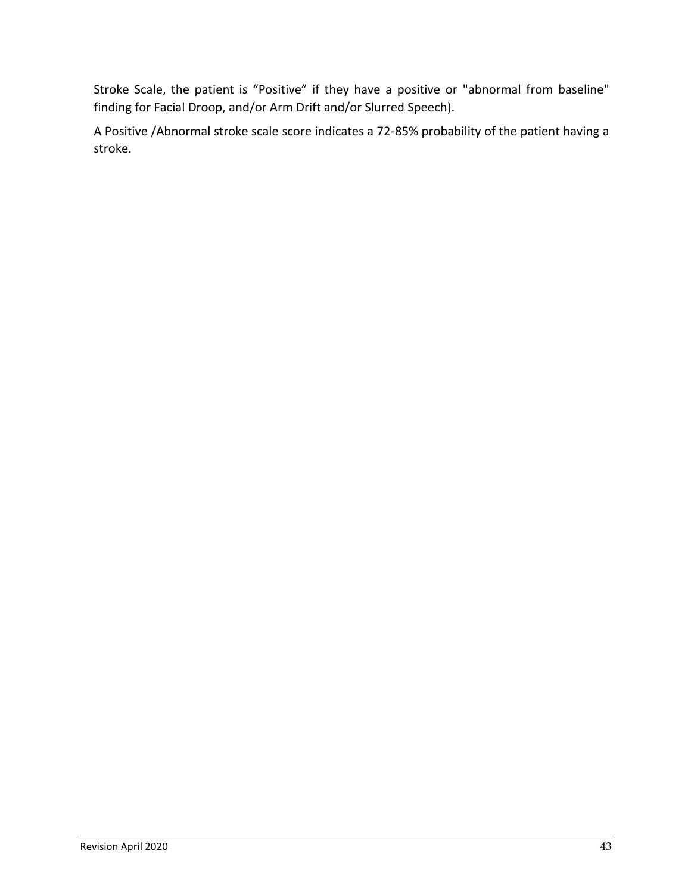Stroke Scale, the patient is “Positive” if they have a positive or "abnormal from baseline" finding for Facial Droop, and/or Arm Drift and/or Slurred Speech).

A Positive /Abnormal stroke scale score indicates a 72-85% probability of the patient having a stroke.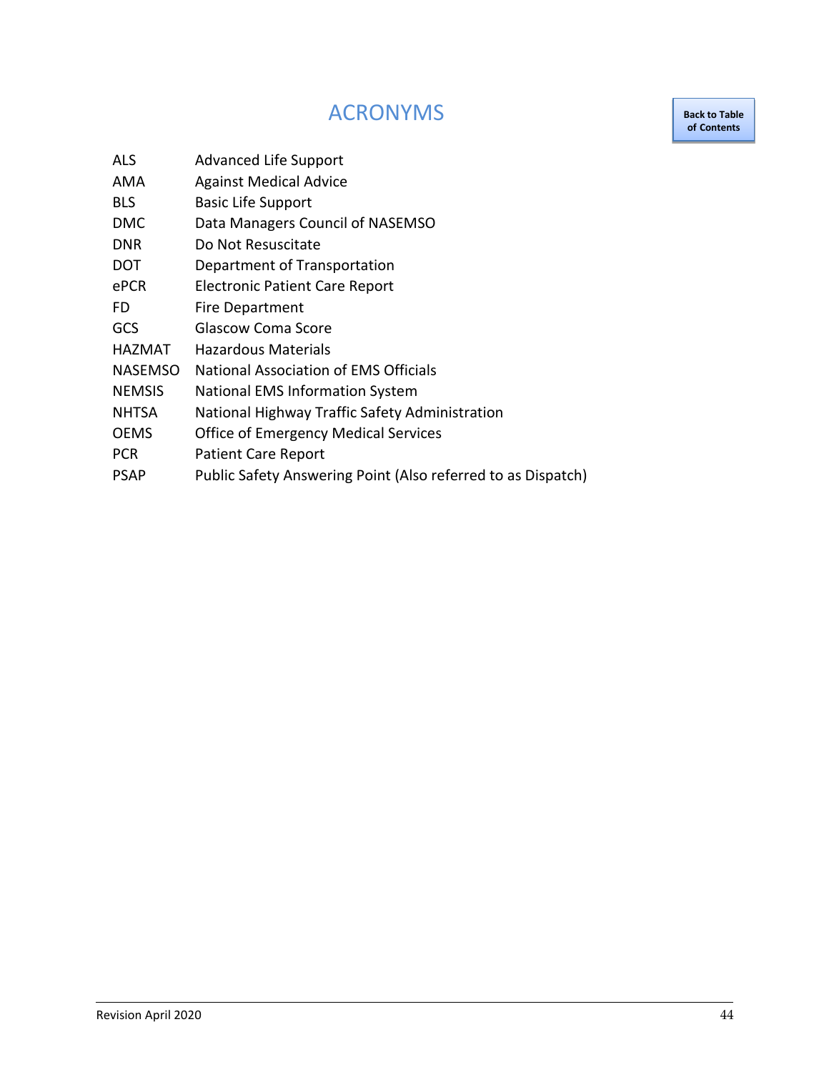# ACRONYMS

| | |
|---|---|
| ALS | Advanced Life Support |
| AMA | Against Medical Advice |
| BLS | Basic Life Support |
| DMC | Data Managers Council of NASEMSO |
| DNR | Do Not Resuscitate |
| DOT | Department of Transportation |
| ePCR | Electronic Patient Care Report |
| FD | Fire Department |
| GCS | Glascow Coma Score |
| HAZMAT | Hazardous Materials |
| NASEMSO | National Association of EMS Officials |
| NEMSIS | National EMS Information System |
| NHTSA | National Highway Traffic Safety Administration |
| OEMS | Office of Emergency Medical Services |
| PCR | Patient Care Report |
| PSAP | Public Safety Answering Point (Also referred to as Dispatch) |